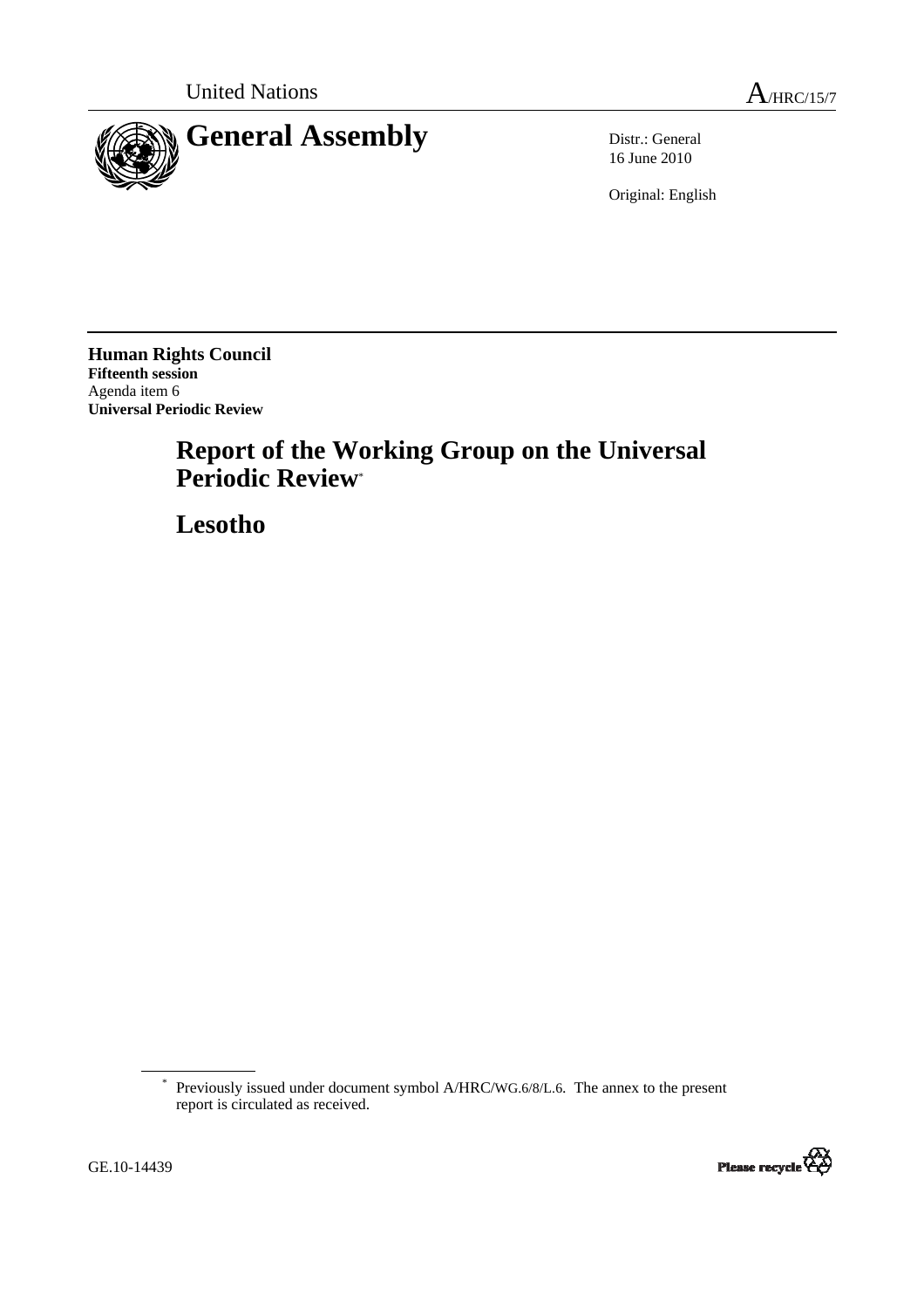United Nations | A/HRC/15/7

# General Assembly

Distr.: General
16 June 2010

Original: English

**Human Rights Council**
**Fifteenth session**
Agenda item 6
**Universal Periodic Review**

# Report of the Working Group on the Universal Periodic Review*

# Lesotho

---

\* Previously issued under document symbol A/HRC/WG.6/8/L.6. The annex to the present report is circulated as received.

GE.10-14439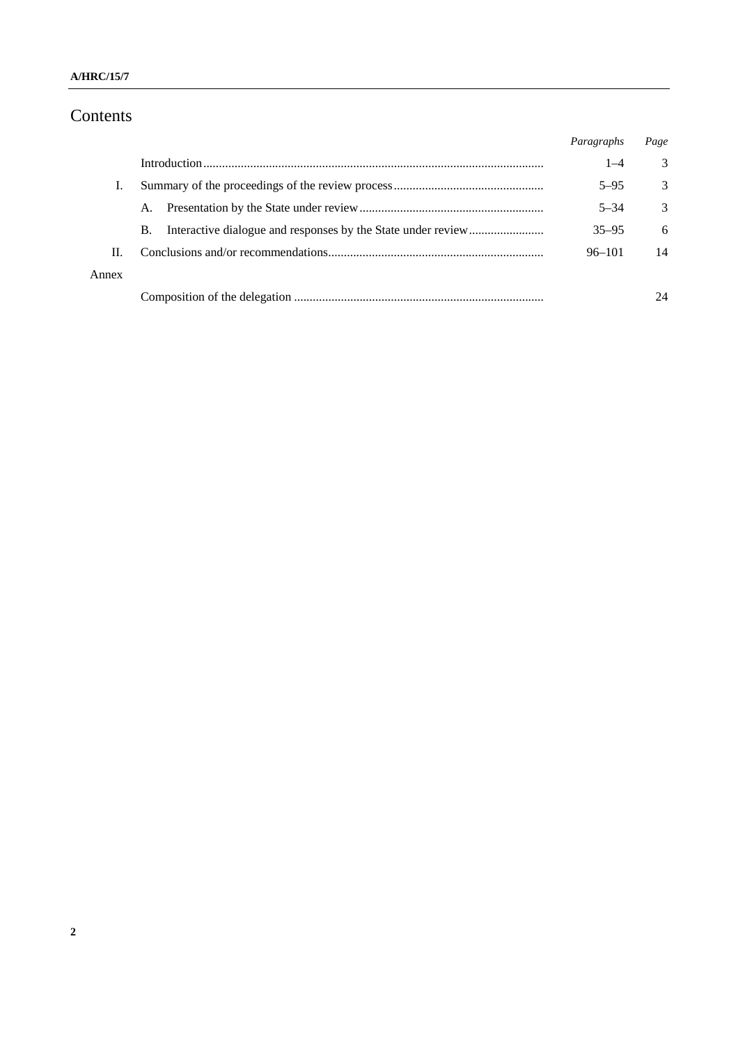# Contents

| | | *Paragraphs* | *Page* |
|---|---|---|---|
| | Introduction | 1–4 | 3 |
| I. | Summary of the proceedings of the review process | 5–95 | 3 |
| | A. Presentation by the State under review | 5–34 | 3 |
| | B. Interactive dialogue and responses by the State under review | 35–95 | 6 |
| II. | Conclusions and/or recommendations | 96–101 | 14 |
| Annex | | | |
| | Composition of the delegation | | 24 |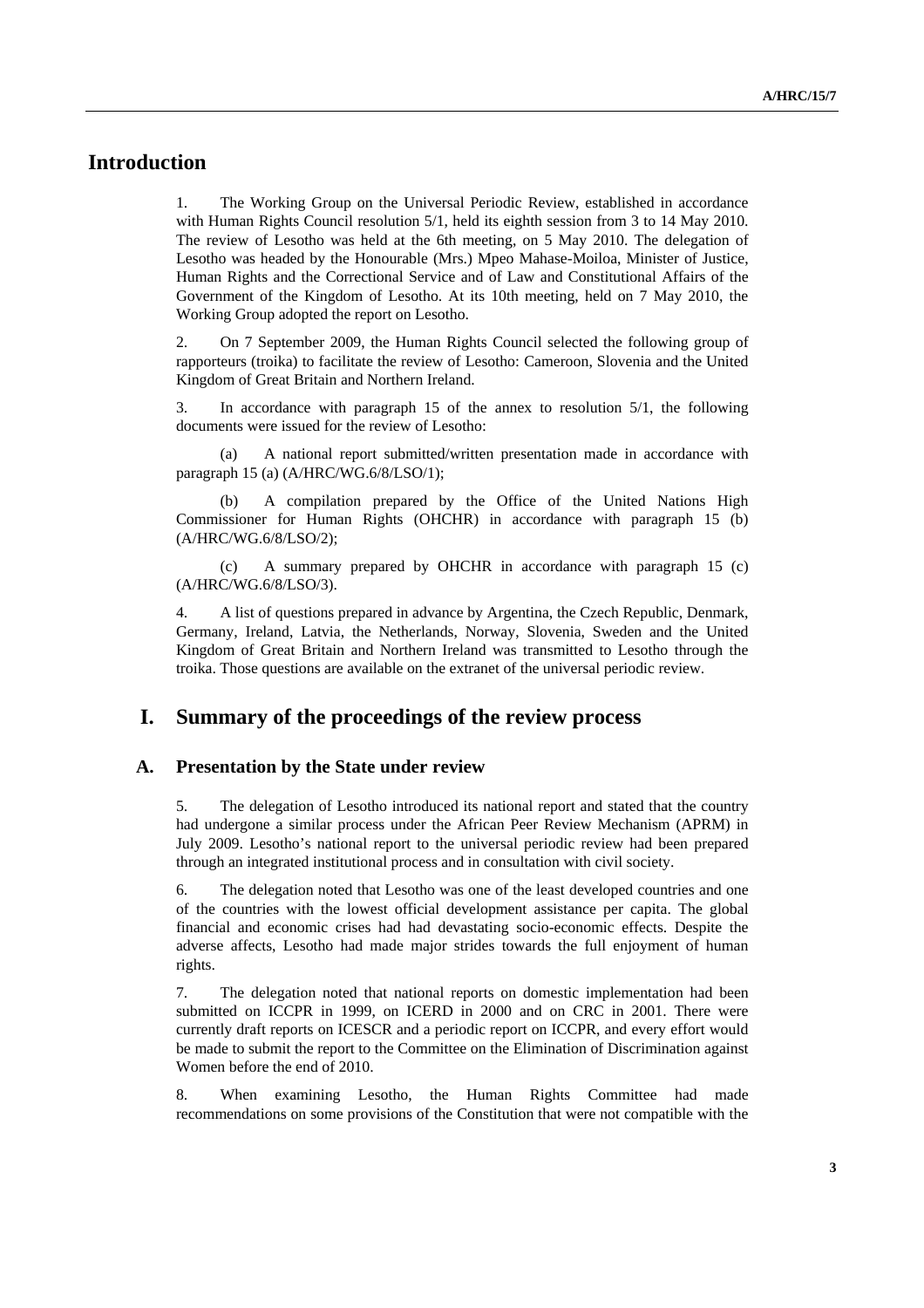# Introduction

1. The Working Group on the Universal Periodic Review, established in accordance with Human Rights Council resolution 5/1, held its eighth session from 3 to 14 May 2010. The review of Lesotho was held at the 6th meeting, on 5 May 2010. The delegation of Lesotho was headed by the Honourable (Mrs.) Mpeo Mahase-Moiloa, Minister of Justice, Human Rights and the Correctional Service and of Law and Constitutional Affairs of the Government of the Kingdom of Lesotho. At its 10th meeting, held on 7 May 2010, the Working Group adopted the report on Lesotho.

2. On 7 September 2009, the Human Rights Council selected the following group of rapporteurs (troika) to facilitate the review of Lesotho: Cameroon, Slovenia and the United Kingdom of Great Britain and Northern Ireland.

3. In accordance with paragraph 15 of the annex to resolution 5/1, the following documents were issued for the review of Lesotho:

(a) A national report submitted/written presentation made in accordance with paragraph 15 (a) (A/HRC/WG.6/8/LSO/1);

(b) A compilation prepared by the Office of the United Nations High Commissioner for Human Rights (OHCHR) in accordance with paragraph 15 (b) (A/HRC/WG.6/8/LSO/2);

(c) A summary prepared by OHCHR in accordance with paragraph 15 (c) (A/HRC/WG.6/8/LSO/3).

4. A list of questions prepared in advance by Argentina, the Czech Republic, Denmark, Germany, Ireland, Latvia, the Netherlands, Norway, Slovenia, Sweden and the United Kingdom of Great Britain and Northern Ireland was transmitted to Lesotho through the troika. Those questions are available on the extranet of the universal periodic review.

# I. Summary of the proceedings of the review process

## A. Presentation by the State under review

5. The delegation of Lesotho introduced its national report and stated that the country had undergone a similar process under the African Peer Review Mechanism (APRM) in July 2009. Lesotho's national report to the universal periodic review had been prepared through an integrated institutional process and in consultation with civil society.

6. The delegation noted that Lesotho was one of the least developed countries and one of the countries with the lowest official development assistance per capita. The global financial and economic crises had had devastating socio-economic effects. Despite the adverse affects, Lesotho had made major strides towards the full enjoyment of human rights.

7. The delegation noted that national reports on domestic implementation had been submitted on ICCPR in 1999, on ICERD in 2000 and on CRC in 2001. There were currently draft reports on ICESCR and a periodic report on ICCPR, and every effort would be made to submit the report to the Committee on the Elimination of Discrimination against Women before the end of 2010.

8. When examining Lesotho, the Human Rights Committee had made recommendations on some provisions of the Constitution that were not compatible with the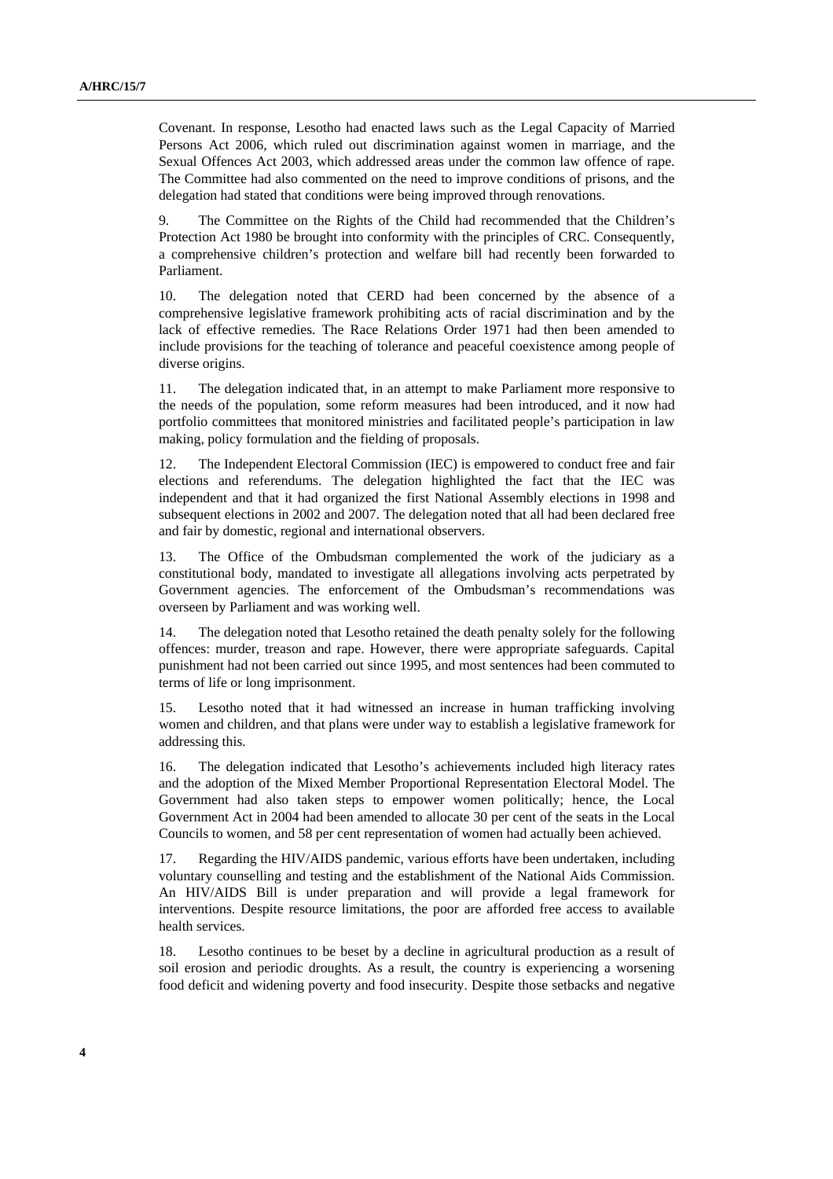Covenant. In response, Lesotho had enacted laws such as the Legal Capacity of Married Persons Act 2006, which ruled out discrimination against women in marriage, and the Sexual Offences Act 2003, which addressed areas under the common law offence of rape. The Committee had also commented on the need to improve conditions of prisons, and the delegation had stated that conditions were being improved through renovations.

9. The Committee on the Rights of the Child had recommended that the Children's Protection Act 1980 be brought into conformity with the principles of CRC. Consequently, a comprehensive children's protection and welfare bill had recently been forwarded to Parliament.

10. The delegation noted that CERD had been concerned by the absence of a comprehensive legislative framework prohibiting acts of racial discrimination and by the lack of effective remedies. The Race Relations Order 1971 had then been amended to include provisions for the teaching of tolerance and peaceful coexistence among people of diverse origins.

11. The delegation indicated that, in an attempt to make Parliament more responsive to the needs of the population, some reform measures had been introduced, and it now had portfolio committees that monitored ministries and facilitated people's participation in law making, policy formulation and the fielding of proposals.

12. The Independent Electoral Commission (IEC) is empowered to conduct free and fair elections and referendums. The delegation highlighted the fact that the IEC was independent and that it had organized the first National Assembly elections in 1998 and subsequent elections in 2002 and 2007. The delegation noted that all had been declared free and fair by domestic, regional and international observers.

13. The Office of the Ombudsman complemented the work of the judiciary as a constitutional body, mandated to investigate all allegations involving acts perpetrated by Government agencies. The enforcement of the Ombudsman's recommendations was overseen by Parliament and was working well.

14. The delegation noted that Lesotho retained the death penalty solely for the following offences: murder, treason and rape. However, there were appropriate safeguards. Capital punishment had not been carried out since 1995, and most sentences had been commuted to terms of life or long imprisonment.

15. Lesotho noted that it had witnessed an increase in human trafficking involving women and children, and that plans were under way to establish a legislative framework for addressing this.

16. The delegation indicated that Lesotho's achievements included high literacy rates and the adoption of the Mixed Member Proportional Representation Electoral Model. The Government had also taken steps to empower women politically; hence, the Local Government Act in 2004 had been amended to allocate 30 per cent of the seats in the Local Councils to women, and 58 per cent representation of women had actually been achieved.

17. Regarding the HIV/AIDS pandemic, various efforts have been undertaken, including voluntary counselling and testing and the establishment of the National Aids Commission. An HIV/AIDS Bill is under preparation and will provide a legal framework for interventions. Despite resource limitations, the poor are afforded free access to available health services.

18. Lesotho continues to be beset by a decline in agricultural production as a result of soil erosion and periodic droughts. As a result, the country is experiencing a worsening food deficit and widening poverty and food insecurity. Despite those setbacks and negative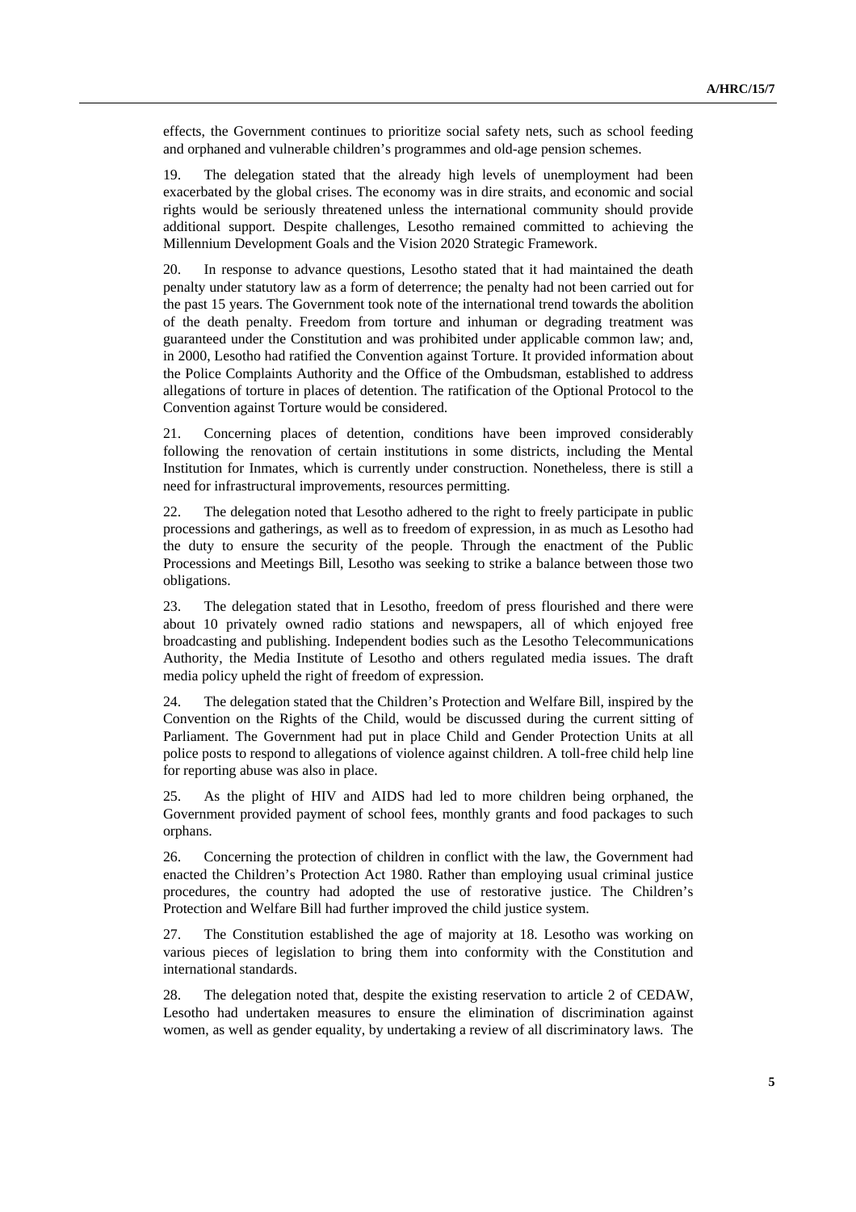effects, the Government continues to prioritize social safety nets, such as school feeding and orphaned and vulnerable children's programmes and old-age pension schemes.

19. The delegation stated that the already high levels of unemployment had been exacerbated by the global crises. The economy was in dire straits, and economic and social rights would be seriously threatened unless the international community should provide additional support. Despite challenges, Lesotho remained committed to achieving the Millennium Development Goals and the Vision 2020 Strategic Framework.

20. In response to advance questions, Lesotho stated that it had maintained the death penalty under statutory law as a form of deterrence; the penalty had not been carried out for the past 15 years. The Government took note of the international trend towards the abolition of the death penalty. Freedom from torture and inhuman or degrading treatment was guaranteed under the Constitution and was prohibited under applicable common law; and, in 2000, Lesotho had ratified the Convention against Torture. It provided information about the Police Complaints Authority and the Office of the Ombudsman, established to address allegations of torture in places of detention. The ratification of the Optional Protocol to the Convention against Torture would be considered.

21. Concerning places of detention, conditions have been improved considerably following the renovation of certain institutions in some districts, including the Mental Institution for Inmates, which is currently under construction. Nonetheless, there is still a need for infrastructural improvements, resources permitting.

22. The delegation noted that Lesotho adhered to the right to freely participate in public processions and gatherings, as well as to freedom of expression, in as much as Lesotho had the duty to ensure the security of the people. Through the enactment of the Public Processions and Meetings Bill, Lesotho was seeking to strike a balance between those two obligations.

23. The delegation stated that in Lesotho, freedom of press flourished and there were about 10 privately owned radio stations and newspapers, all of which enjoyed free broadcasting and publishing. Independent bodies such as the Lesotho Telecommunications Authority, the Media Institute of Lesotho and others regulated media issues. The draft media policy upheld the right of freedom of expression.

24. The delegation stated that the Children's Protection and Welfare Bill, inspired by the Convention on the Rights of the Child, would be discussed during the current sitting of Parliament. The Government had put in place Child and Gender Protection Units at all police posts to respond to allegations of violence against children. A toll-free child help line for reporting abuse was also in place.

25. As the plight of HIV and AIDS had led to more children being orphaned, the Government provided payment of school fees, monthly grants and food packages to such orphans.

26. Concerning the protection of children in conflict with the law, the Government had enacted the Children's Protection Act 1980. Rather than employing usual criminal justice procedures, the country had adopted the use of restorative justice. The Children's Protection and Welfare Bill had further improved the child justice system.

27. The Constitution established the age of majority at 18. Lesotho was working on various pieces of legislation to bring them into conformity with the Constitution and international standards.

28. The delegation noted that, despite the existing reservation to article 2 of CEDAW, Lesotho had undertaken measures to ensure the elimination of discrimination against women, as well as gender equality, by undertaking a review of all discriminatory laws. The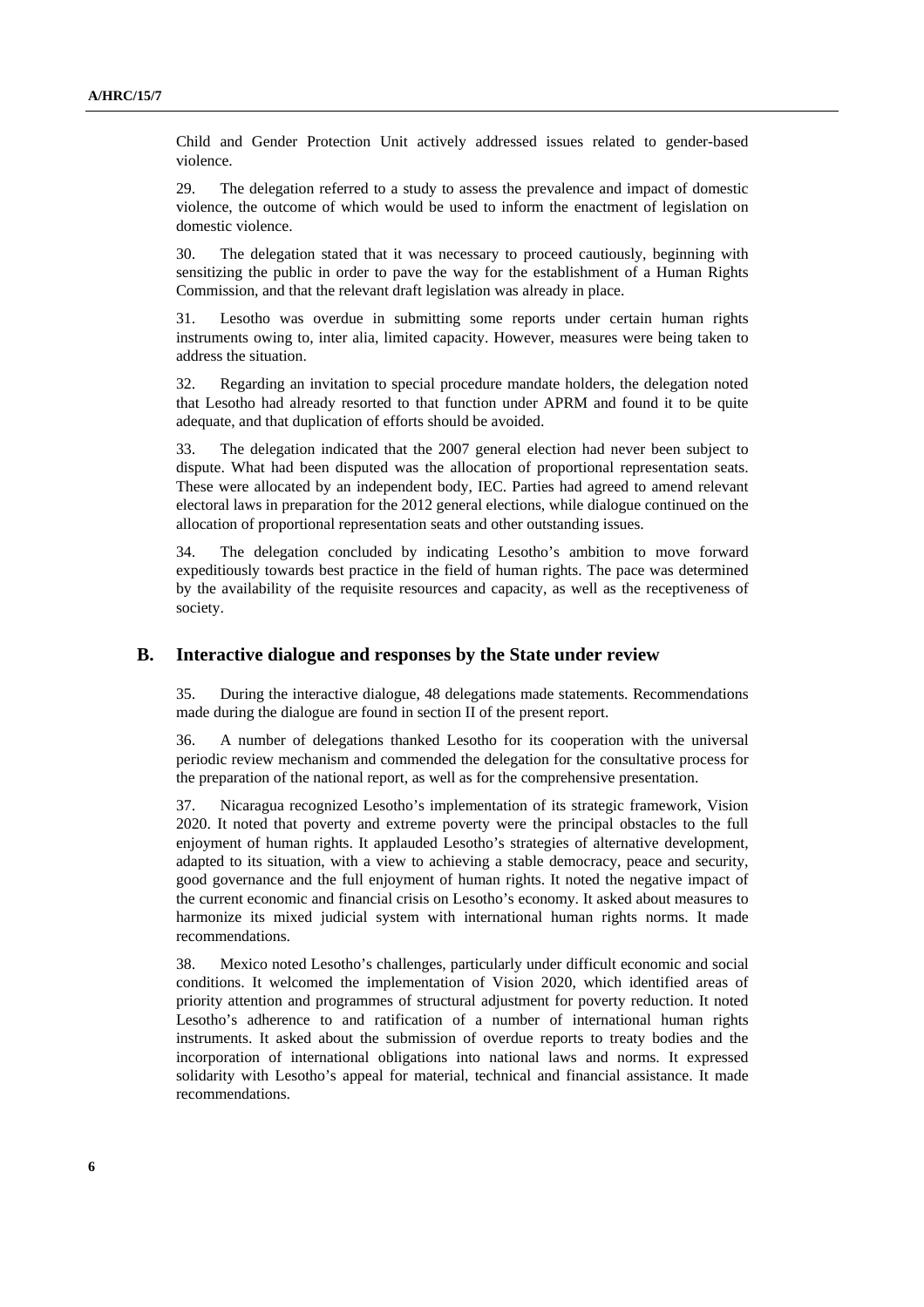Child and Gender Protection Unit actively addressed issues related to gender-based violence.

29. The delegation referred to a study to assess the prevalence and impact of domestic violence, the outcome of which would be used to inform the enactment of legislation on domestic violence.

30. The delegation stated that it was necessary to proceed cautiously, beginning with sensitizing the public in order to pave the way for the establishment of a Human Rights Commission, and that the relevant draft legislation was already in place.

31. Lesotho was overdue in submitting some reports under certain human rights instruments owing to, inter alia, limited capacity. However, measures were being taken to address the situation.

32. Regarding an invitation to special procedure mandate holders, the delegation noted that Lesotho had already resorted to that function under APRM and found it to be quite adequate, and that duplication of efforts should be avoided.

33. The delegation indicated that the 2007 general election had never been subject to dispute. What had been disputed was the allocation of proportional representation seats. These were allocated by an independent body, IEC. Parties had agreed to amend relevant electoral laws in preparation for the 2012 general elections, while dialogue continued on the allocation of proportional representation seats and other outstanding issues.

34. The delegation concluded by indicating Lesotho's ambition to move forward expeditiously towards best practice in the field of human rights. The pace was determined by the availability of the requisite resources and capacity, as well as the receptiveness of society.

## B. Interactive dialogue and responses by the State under review

35. During the interactive dialogue, 48 delegations made statements. Recommendations made during the dialogue are found in section II of the present report.

36. A number of delegations thanked Lesotho for its cooperation with the universal periodic review mechanism and commended the delegation for the consultative process for the preparation of the national report, as well as for the comprehensive presentation.

37. Nicaragua recognized Lesotho's implementation of its strategic framework, Vision 2020. It noted that poverty and extreme poverty were the principal obstacles to the full enjoyment of human rights. It applauded Lesotho's strategies of alternative development, adapted to its situation, with a view to achieving a stable democracy, peace and security, good governance and the full enjoyment of human rights. It noted the negative impact of the current economic and financial crisis on Lesotho's economy. It asked about measures to harmonize its mixed judicial system with international human rights norms. It made recommendations.

38. Mexico noted Lesotho's challenges, particularly under difficult economic and social conditions. It welcomed the implementation of Vision 2020, which identified areas of priority attention and programmes of structural adjustment for poverty reduction. It noted Lesotho's adherence to and ratification of a number of international human rights instruments. It asked about the submission of overdue reports to treaty bodies and the incorporation of international obligations into national laws and norms. It expressed solidarity with Lesotho's appeal for material, technical and financial assistance. It made recommendations.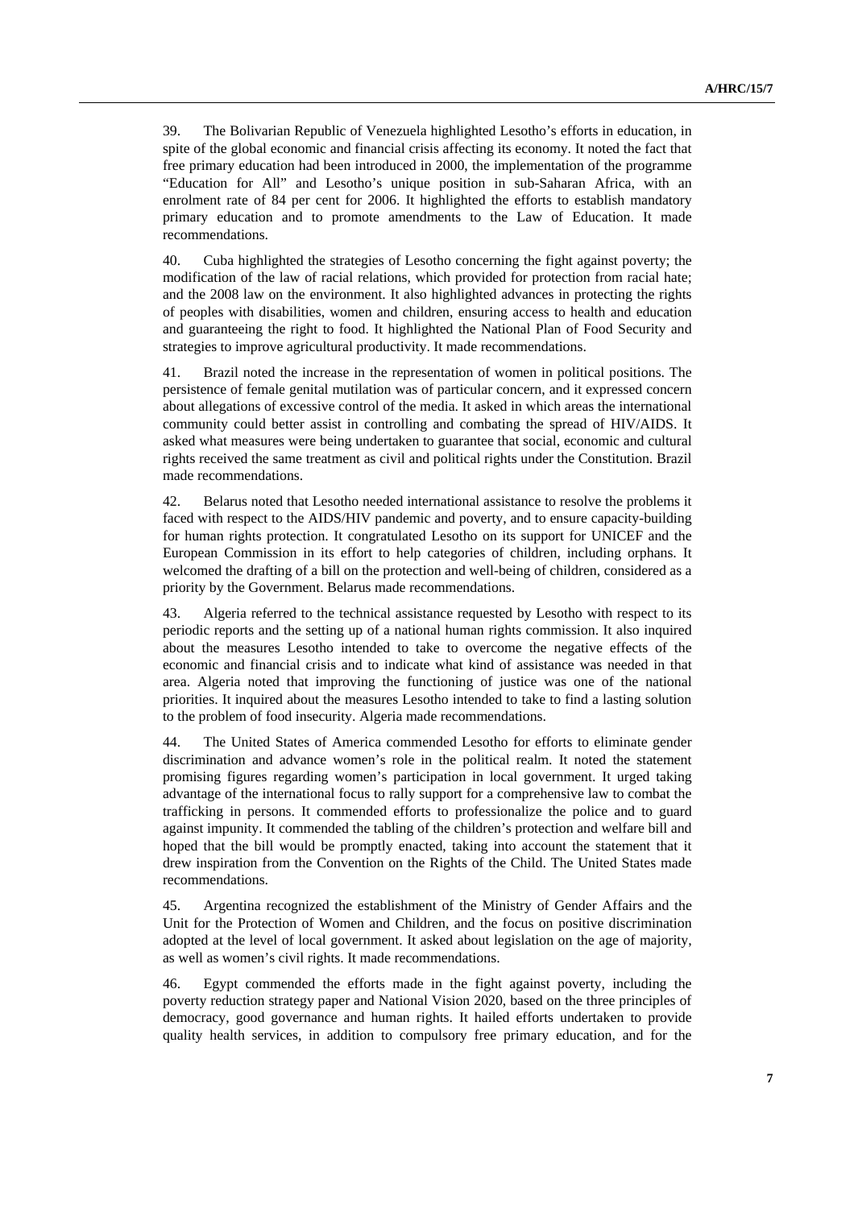39. The Bolivarian Republic of Venezuela highlighted Lesotho's efforts in education, in spite of the global economic and financial crisis affecting its economy. It noted the fact that free primary education had been introduced in 2000, the implementation of the programme "Education for All" and Lesotho's unique position in sub-Saharan Africa, with an enrolment rate of 84 per cent for 2006. It highlighted the efforts to establish mandatory primary education and to promote amendments to the Law of Education. It made recommendations.

40. Cuba highlighted the strategies of Lesotho concerning the fight against poverty; the modification of the law of racial relations, which provided for protection from racial hate; and the 2008 law on the environment. It also highlighted advances in protecting the rights of peoples with disabilities, women and children, ensuring access to health and education and guaranteeing the right to food. It highlighted the National Plan of Food Security and strategies to improve agricultural productivity. It made recommendations.

41. Brazil noted the increase in the representation of women in political positions. The persistence of female genital mutilation was of particular concern, and it expressed concern about allegations of excessive control of the media. It asked in which areas the international community could better assist in controlling and combating the spread of HIV/AIDS. It asked what measures were being undertaken to guarantee that social, economic and cultural rights received the same treatment as civil and political rights under the Constitution. Brazil made recommendations.

42. Belarus noted that Lesotho needed international assistance to resolve the problems it faced with respect to the AIDS/HIV pandemic and poverty, and to ensure capacity-building for human rights protection. It congratulated Lesotho on its support for UNICEF and the European Commission in its effort to help categories of children, including orphans. It welcomed the drafting of a bill on the protection and well-being of children, considered as a priority by the Government. Belarus made recommendations.

43. Algeria referred to the technical assistance requested by Lesotho with respect to its periodic reports and the setting up of a national human rights commission. It also inquired about the measures Lesotho intended to take to overcome the negative effects of the economic and financial crisis and to indicate what kind of assistance was needed in that area. Algeria noted that improving the functioning of justice was one of the national priorities. It inquired about the measures Lesotho intended to take to find a lasting solution to the problem of food insecurity. Algeria made recommendations.

44. The United States of America commended Lesotho for efforts to eliminate gender discrimination and advance women's role in the political realm. It noted the statement promising figures regarding women's participation in local government. It urged taking advantage of the international focus to rally support for a comprehensive law to combat the trafficking in persons. It commended efforts to professionalize the police and to guard against impunity. It commended the tabling of the children's protection and welfare bill and hoped that the bill would be promptly enacted, taking into account the statement that it drew inspiration from the Convention on the Rights of the Child. The United States made recommendations.

45. Argentina recognized the establishment of the Ministry of Gender Affairs and the Unit for the Protection of Women and Children, and the focus on positive discrimination adopted at the level of local government. It asked about legislation on the age of majority, as well as women's civil rights. It made recommendations.

46. Egypt commended the efforts made in the fight against poverty, including the poverty reduction strategy paper and National Vision 2020, based on the three principles of democracy, good governance and human rights. It hailed efforts undertaken to provide quality health services, in addition to compulsory free primary education, and for the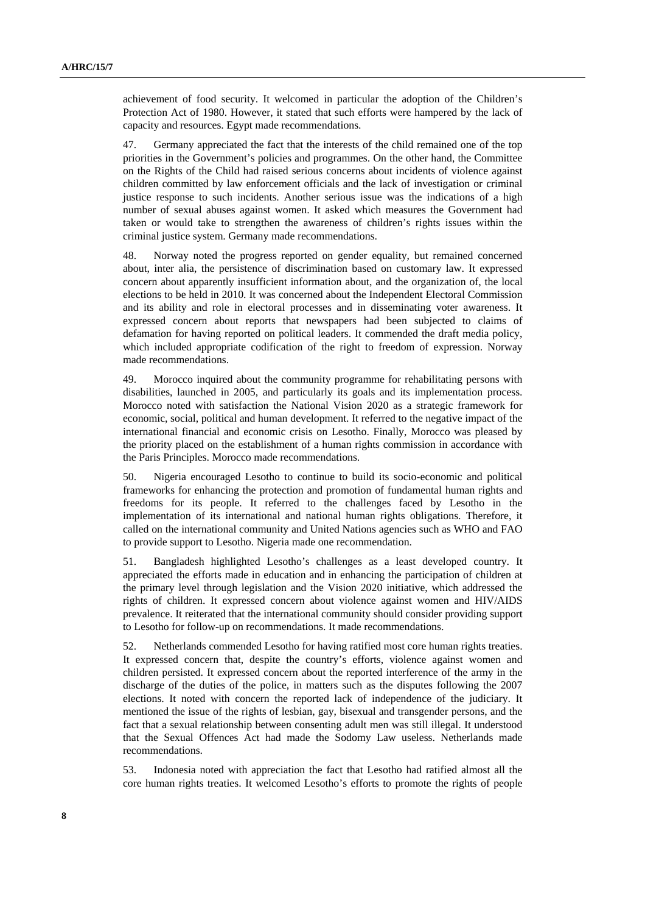achievement of food security. It welcomed in particular the adoption of the Children's Protection Act of 1980. However, it stated that such efforts were hampered by the lack of capacity and resources. Egypt made recommendations.

47. Germany appreciated the fact that the interests of the child remained one of the top priorities in the Government's policies and programmes. On the other hand, the Committee on the Rights of the Child had raised serious concerns about incidents of violence against children committed by law enforcement officials and the lack of investigation or criminal justice response to such incidents. Another serious issue was the indications of a high number of sexual abuses against women. It asked which measures the Government had taken or would take to strengthen the awareness of children's rights issues within the criminal justice system. Germany made recommendations.

48. Norway noted the progress reported on gender equality, but remained concerned about, inter alia, the persistence of discrimination based on customary law. It expressed concern about apparently insufficient information about, and the organization of, the local elections to be held in 2010. It was concerned about the Independent Electoral Commission and its ability and role in electoral processes and in disseminating voter awareness. It expressed concern about reports that newspapers had been subjected to claims of defamation for having reported on political leaders. It commended the draft media policy, which included appropriate codification of the right to freedom of expression. Norway made recommendations.

49. Morocco inquired about the community programme for rehabilitating persons with disabilities, launched in 2005, and particularly its goals and its implementation process. Morocco noted with satisfaction the National Vision 2020 as a strategic framework for economic, social, political and human development. It referred to the negative impact of the international financial and economic crisis on Lesotho. Finally, Morocco was pleased by the priority placed on the establishment of a human rights commission in accordance with the Paris Principles. Morocco made recommendations.

50. Nigeria encouraged Lesotho to continue to build its socio-economic and political frameworks for enhancing the protection and promotion of fundamental human rights and freedoms for its people. It referred to the challenges faced by Lesotho in the implementation of its international and national human rights obligations. Therefore, it called on the international community and United Nations agencies such as WHO and FAO to provide support to Lesotho. Nigeria made one recommendation.

51. Bangladesh highlighted Lesotho's challenges as a least developed country. It appreciated the efforts made in education and in enhancing the participation of children at the primary level through legislation and the Vision 2020 initiative, which addressed the rights of children. It expressed concern about violence against women and HIV/AIDS prevalence. It reiterated that the international community should consider providing support to Lesotho for follow-up on recommendations. It made recommendations.

52. Netherlands commended Lesotho for having ratified most core human rights treaties. It expressed concern that, despite the country's efforts, violence against women and children persisted. It expressed concern about the reported interference of the army in the discharge of the duties of the police, in matters such as the disputes following the 2007 elections. It noted with concern the reported lack of independence of the judiciary. It mentioned the issue of the rights of lesbian, gay, bisexual and transgender persons, and the fact that a sexual relationship between consenting adult men was still illegal. It understood that the Sexual Offences Act had made the Sodomy Law useless. Netherlands made recommendations.

53. Indonesia noted with appreciation the fact that Lesotho had ratified almost all the core human rights treaties. It welcomed Lesotho's efforts to promote the rights of people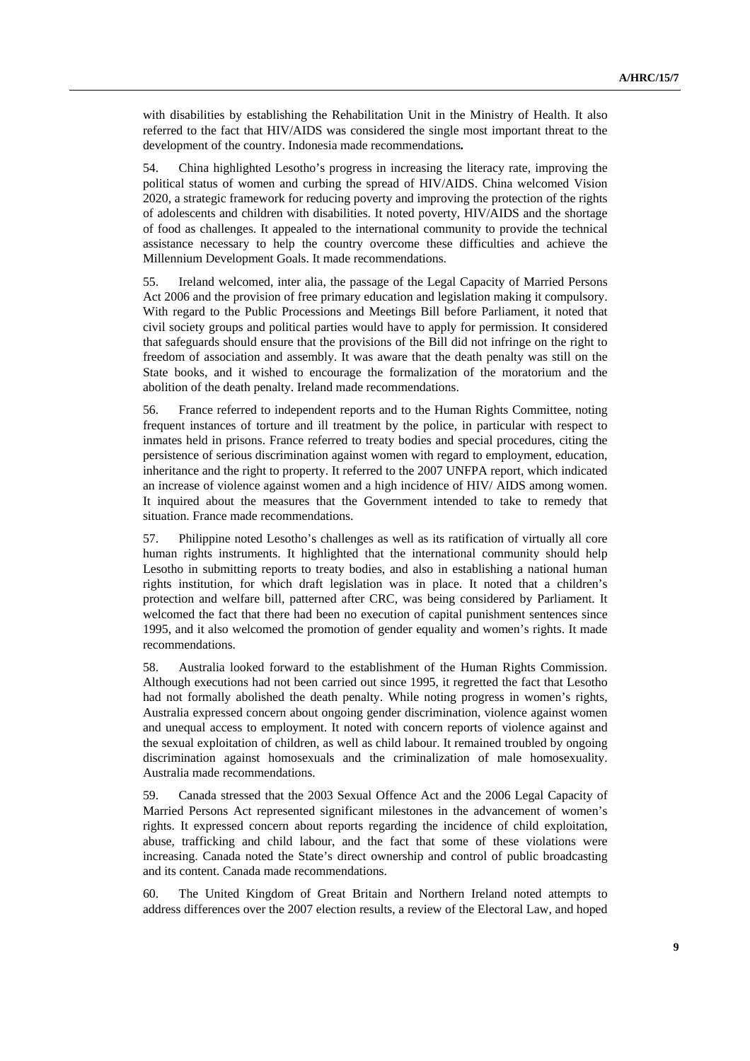with disabilities by establishing the Rehabilitation Unit in the Ministry of Health. It also referred to the fact that HIV/AIDS was considered the single most important threat to the development of the country. Indonesia made recommendations**.**

54. China highlighted Lesotho's progress in increasing the literacy rate, improving the political status of women and curbing the spread of HIV/AIDS. China welcomed Vision 2020, a strategic framework for reducing poverty and improving the protection of the rights of adolescents and children with disabilities. It noted poverty, HIV/AIDS and the shortage of food as challenges. It appealed to the international community to provide the technical assistance necessary to help the country overcome these difficulties and achieve the Millennium Development Goals. It made recommendations.

55. Ireland welcomed, inter alia, the passage of the Legal Capacity of Married Persons Act 2006 and the provision of free primary education and legislation making it compulsory. With regard to the Public Processions and Meetings Bill before Parliament, it noted that civil society groups and political parties would have to apply for permission. It considered that safeguards should ensure that the provisions of the Bill did not infringe on the right to freedom of association and assembly. It was aware that the death penalty was still on the State books, and it wished to encourage the formalization of the moratorium and the abolition of the death penalty. Ireland made recommendations.

56. France referred to independent reports and to the Human Rights Committee, noting frequent instances of torture and ill treatment by the police, in particular with respect to inmates held in prisons. France referred to treaty bodies and special procedures, citing the persistence of serious discrimination against women with regard to employment, education, inheritance and the right to property. It referred to the 2007 UNFPA report, which indicated an increase of violence against women and a high incidence of HIV/ AIDS among women. It inquired about the measures that the Government intended to take to remedy that situation. France made recommendations.

57. Philippine noted Lesotho's challenges as well as its ratification of virtually all core human rights instruments. It highlighted that the international community should help Lesotho in submitting reports to treaty bodies, and also in establishing a national human rights institution, for which draft legislation was in place. It noted that a children's protection and welfare bill, patterned after CRC, was being considered by Parliament. It welcomed the fact that there had been no execution of capital punishment sentences since 1995, and it also welcomed the promotion of gender equality and women's rights. It made recommendations.

58. Australia looked forward to the establishment of the Human Rights Commission. Although executions had not been carried out since 1995, it regretted the fact that Lesotho had not formally abolished the death penalty. While noting progress in women's rights, Australia expressed concern about ongoing gender discrimination, violence against women and unequal access to employment. It noted with concern reports of violence against and the sexual exploitation of children, as well as child labour. It remained troubled by ongoing discrimination against homosexuals and the criminalization of male homosexuality. Australia made recommendations.

59. Canada stressed that the 2003 Sexual Offence Act and the 2006 Legal Capacity of Married Persons Act represented significant milestones in the advancement of women's rights. It expressed concern about reports regarding the incidence of child exploitation, abuse, trafficking and child labour, and the fact that some of these violations were increasing. Canada noted the State's direct ownership and control of public broadcasting and its content. Canada made recommendations.

60. The United Kingdom of Great Britain and Northern Ireland noted attempts to address differences over the 2007 election results, a review of the Electoral Law, and hoped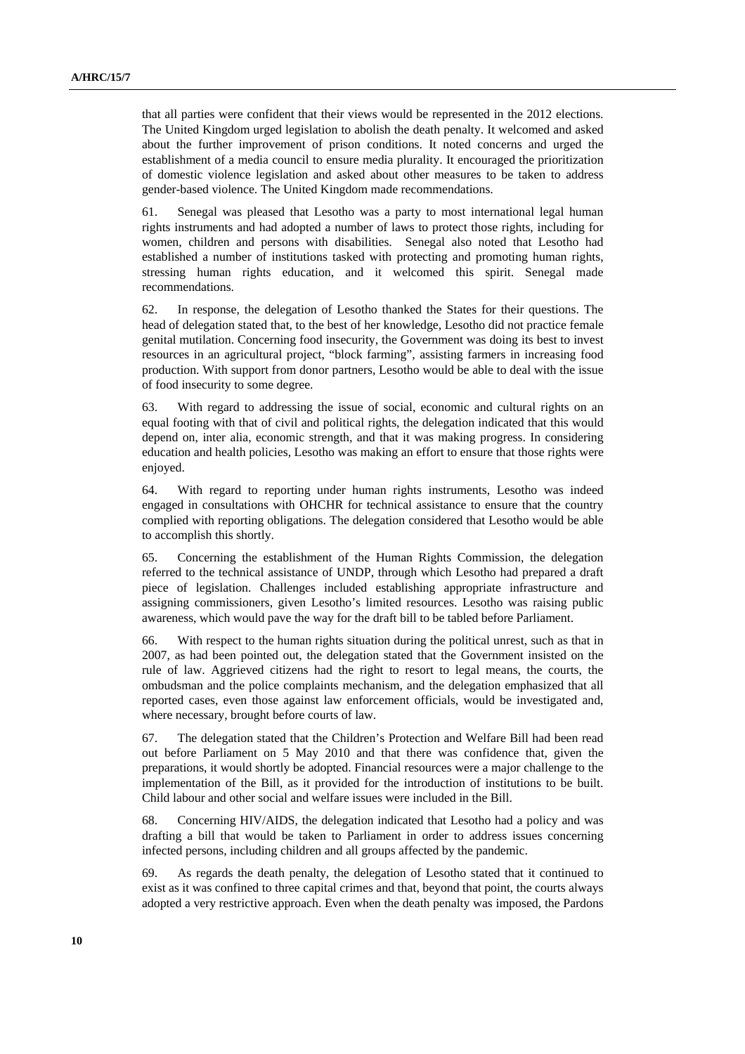that all parties were confident that their views would be represented in the 2012 elections. The United Kingdom urged legislation to abolish the death penalty. It welcomed and asked about the further improvement of prison conditions. It noted concerns and urged the establishment of a media council to ensure media plurality. It encouraged the prioritization of domestic violence legislation and asked about other measures to be taken to address gender-based violence. The United Kingdom made recommendations.

61. Senegal was pleased that Lesotho was a party to most international legal human rights instruments and had adopted a number of laws to protect those rights, including for women, children and persons with disabilities. Senegal also noted that Lesotho had established a number of institutions tasked with protecting and promoting human rights, stressing human rights education, and it welcomed this spirit. Senegal made recommendations.

62. In response, the delegation of Lesotho thanked the States for their questions. The head of delegation stated that, to the best of her knowledge, Lesotho did not practice female genital mutilation. Concerning food insecurity, the Government was doing its best to invest resources in an agricultural project, "block farming", assisting farmers in increasing food production. With support from donor partners, Lesotho would be able to deal with the issue of food insecurity to some degree.

63. With regard to addressing the issue of social, economic and cultural rights on an equal footing with that of civil and political rights, the delegation indicated that this would depend on, inter alia, economic strength, and that it was making progress. In considering education and health policies, Lesotho was making an effort to ensure that those rights were enjoyed.

64. With regard to reporting under human rights instruments, Lesotho was indeed engaged in consultations with OHCHR for technical assistance to ensure that the country complied with reporting obligations. The delegation considered that Lesotho would be able to accomplish this shortly.

65. Concerning the establishment of the Human Rights Commission, the delegation referred to the technical assistance of UNDP, through which Lesotho had prepared a draft piece of legislation. Challenges included establishing appropriate infrastructure and assigning commissioners, given Lesotho's limited resources. Lesotho was raising public awareness, which would pave the way for the draft bill to be tabled before Parliament.

66. With respect to the human rights situation during the political unrest, such as that in 2007, as had been pointed out, the delegation stated that the Government insisted on the rule of law. Aggrieved citizens had the right to resort to legal means, the courts, the ombudsman and the police complaints mechanism, and the delegation emphasized that all reported cases, even those against law enforcement officials, would be investigated and, where necessary, brought before courts of law.

67. The delegation stated that the Children's Protection and Welfare Bill had been read out before Parliament on 5 May 2010 and that there was confidence that, given the preparations, it would shortly be adopted. Financial resources were a major challenge to the implementation of the Bill, as it provided for the introduction of institutions to be built. Child labour and other social and welfare issues were included in the Bill.

68. Concerning HIV/AIDS, the delegation indicated that Lesotho had a policy and was drafting a bill that would be taken to Parliament in order to address issues concerning infected persons, including children and all groups affected by the pandemic.

69. As regards the death penalty, the delegation of Lesotho stated that it continued to exist as it was confined to three capital crimes and that, beyond that point, the courts always adopted a very restrictive approach. Even when the death penalty was imposed, the Pardons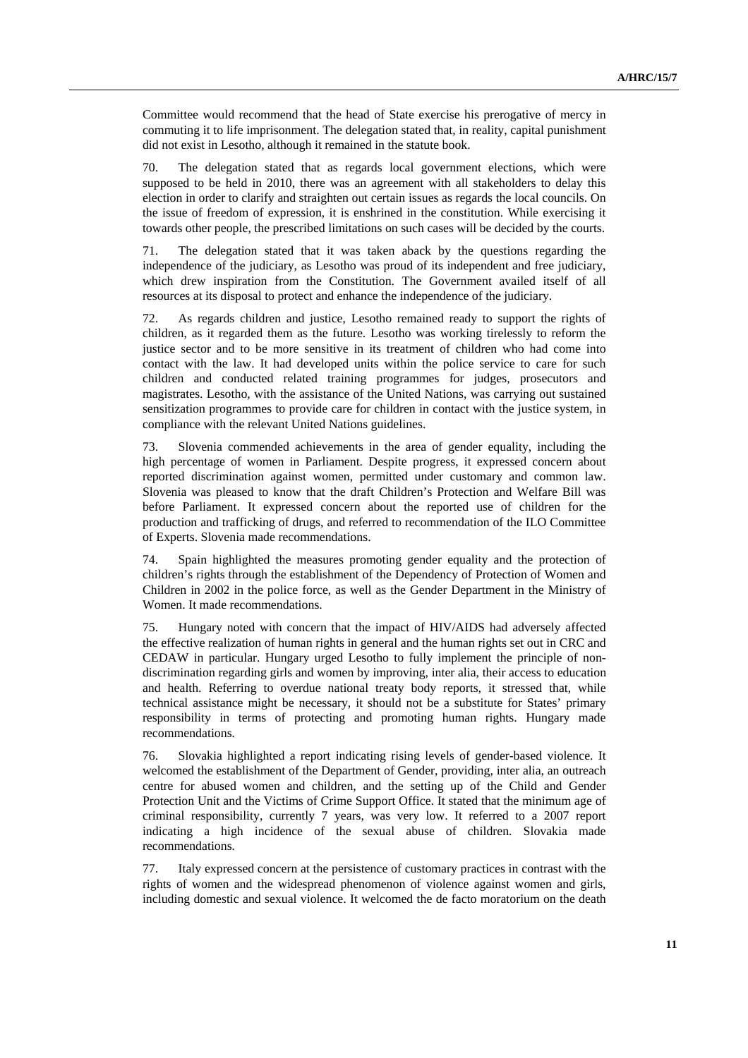Committee would recommend that the head of State exercise his prerogative of mercy in commuting it to life imprisonment. The delegation stated that, in reality, capital punishment did not exist in Lesotho, although it remained in the statute book.

70. The delegation stated that as regards local government elections, which were supposed to be held in 2010, there was an agreement with all stakeholders to delay this election in order to clarify and straighten out certain issues as regards the local councils. On the issue of freedom of expression, it is enshrined in the constitution. While exercising it towards other people, the prescribed limitations on such cases will be decided by the courts.

71. The delegation stated that it was taken aback by the questions regarding the independence of the judiciary, as Lesotho was proud of its independent and free judiciary, which drew inspiration from the Constitution. The Government availed itself of all resources at its disposal to protect and enhance the independence of the judiciary.

72. As regards children and justice, Lesotho remained ready to support the rights of children, as it regarded them as the future. Lesotho was working tirelessly to reform the justice sector and to be more sensitive in its treatment of children who had come into contact with the law. It had developed units within the police service to care for such children and conducted related training programmes for judges, prosecutors and magistrates. Lesotho, with the assistance of the United Nations, was carrying out sustained sensitization programmes to provide care for children in contact with the justice system, in compliance with the relevant United Nations guidelines.

73. Slovenia commended achievements in the area of gender equality, including the high percentage of women in Parliament. Despite progress, it expressed concern about reported discrimination against women, permitted under customary and common law. Slovenia was pleased to know that the draft Children's Protection and Welfare Bill was before Parliament. It expressed concern about the reported use of children for the production and trafficking of drugs, and referred to recommendation of the ILO Committee of Experts. Slovenia made recommendations.

74. Spain highlighted the measures promoting gender equality and the protection of children's rights through the establishment of the Dependency of Protection of Women and Children in 2002 in the police force, as well as the Gender Department in the Ministry of Women. It made recommendations.

75. Hungary noted with concern that the impact of HIV/AIDS had adversely affected the effective realization of human rights in general and the human rights set out in CRC and CEDAW in particular. Hungary urged Lesotho to fully implement the principle of non-discrimination regarding girls and women by improving, inter alia, their access to education and health. Referring to overdue national treaty body reports, it stressed that, while technical assistance might be necessary, it should not be a substitute for States' primary responsibility in terms of protecting and promoting human rights. Hungary made recommendations.

76. Slovakia highlighted a report indicating rising levels of gender-based violence. It welcomed the establishment of the Department of Gender, providing, inter alia, an outreach centre for abused women and children, and the setting up of the Child and Gender Protection Unit and the Victims of Crime Support Office. It stated that the minimum age of criminal responsibility, currently 7 years, was very low. It referred to a 2007 report indicating a high incidence of the sexual abuse of children. Slovakia made recommendations.

77. Italy expressed concern at the persistence of customary practices in contrast with the rights of women and the widespread phenomenon of violence against women and girls, including domestic and sexual violence. It welcomed the de facto moratorium on the death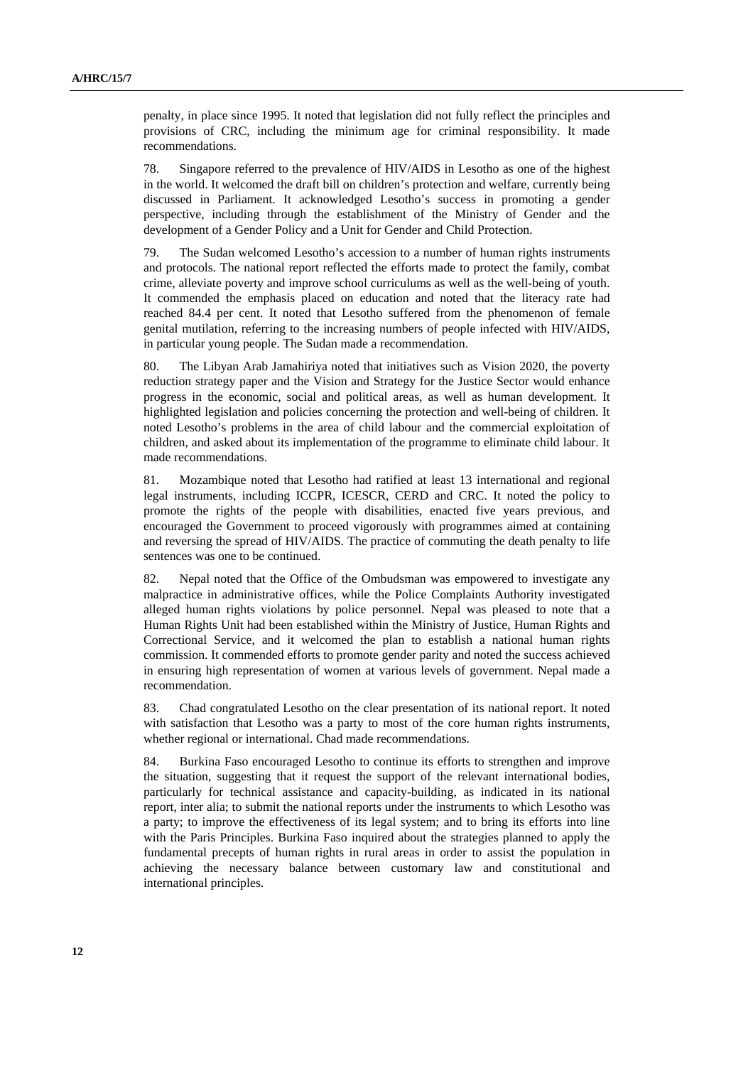penalty, in place since 1995. It noted that legislation did not fully reflect the principles and provisions of CRC, including the minimum age for criminal responsibility. It made recommendations.

78. Singapore referred to the prevalence of HIV/AIDS in Lesotho as one of the highest in the world. It welcomed the draft bill on children's protection and welfare, currently being discussed in Parliament. It acknowledged Lesotho's success in promoting a gender perspective, including through the establishment of the Ministry of Gender and the development of a Gender Policy and a Unit for Gender and Child Protection.

79. The Sudan welcomed Lesotho's accession to a number of human rights instruments and protocols. The national report reflected the efforts made to protect the family, combat crime, alleviate poverty and improve school curriculums as well as the well-being of youth. It commended the emphasis placed on education and noted that the literacy rate had reached 84.4 per cent. It noted that Lesotho suffered from the phenomenon of female genital mutilation, referring to the increasing numbers of people infected with HIV/AIDS, in particular young people. The Sudan made a recommendation.

80. The Libyan Arab Jamahiriya noted that initiatives such as Vision 2020, the poverty reduction strategy paper and the Vision and Strategy for the Justice Sector would enhance progress in the economic, social and political areas, as well as human development. It highlighted legislation and policies concerning the protection and well-being of children. It noted Lesotho's problems in the area of child labour and the commercial exploitation of children, and asked about its implementation of the programme to eliminate child labour. It made recommendations.

81. Mozambique noted that Lesotho had ratified at least 13 international and regional legal instruments, including ICCPR, ICESCR, CERD and CRC. It noted the policy to promote the rights of the people with disabilities, enacted five years previous, and encouraged the Government to proceed vigorously with programmes aimed at containing and reversing the spread of HIV/AIDS. The practice of commuting the death penalty to life sentences was one to be continued.

82. Nepal noted that the Office of the Ombudsman was empowered to investigate any malpractice in administrative offices, while the Police Complaints Authority investigated alleged human rights violations by police personnel. Nepal was pleased to note that a Human Rights Unit had been established within the Ministry of Justice, Human Rights and Correctional Service, and it welcomed the plan to establish a national human rights commission. It commended efforts to promote gender parity and noted the success achieved in ensuring high representation of women at various levels of government. Nepal made a recommendation.

83. Chad congratulated Lesotho on the clear presentation of its national report. It noted with satisfaction that Lesotho was a party to most of the core human rights instruments, whether regional or international. Chad made recommendations.

84. Burkina Faso encouraged Lesotho to continue its efforts to strengthen and improve the situation, suggesting that it request the support of the relevant international bodies, particularly for technical assistance and capacity-building, as indicated in its national report, inter alia; to submit the national reports under the instruments to which Lesotho was a party; to improve the effectiveness of its legal system; and to bring its efforts into line with the Paris Principles. Burkina Faso inquired about the strategies planned to apply the fundamental precepts of human rights in rural areas in order to assist the population in achieving the necessary balance between customary law and constitutional and international principles.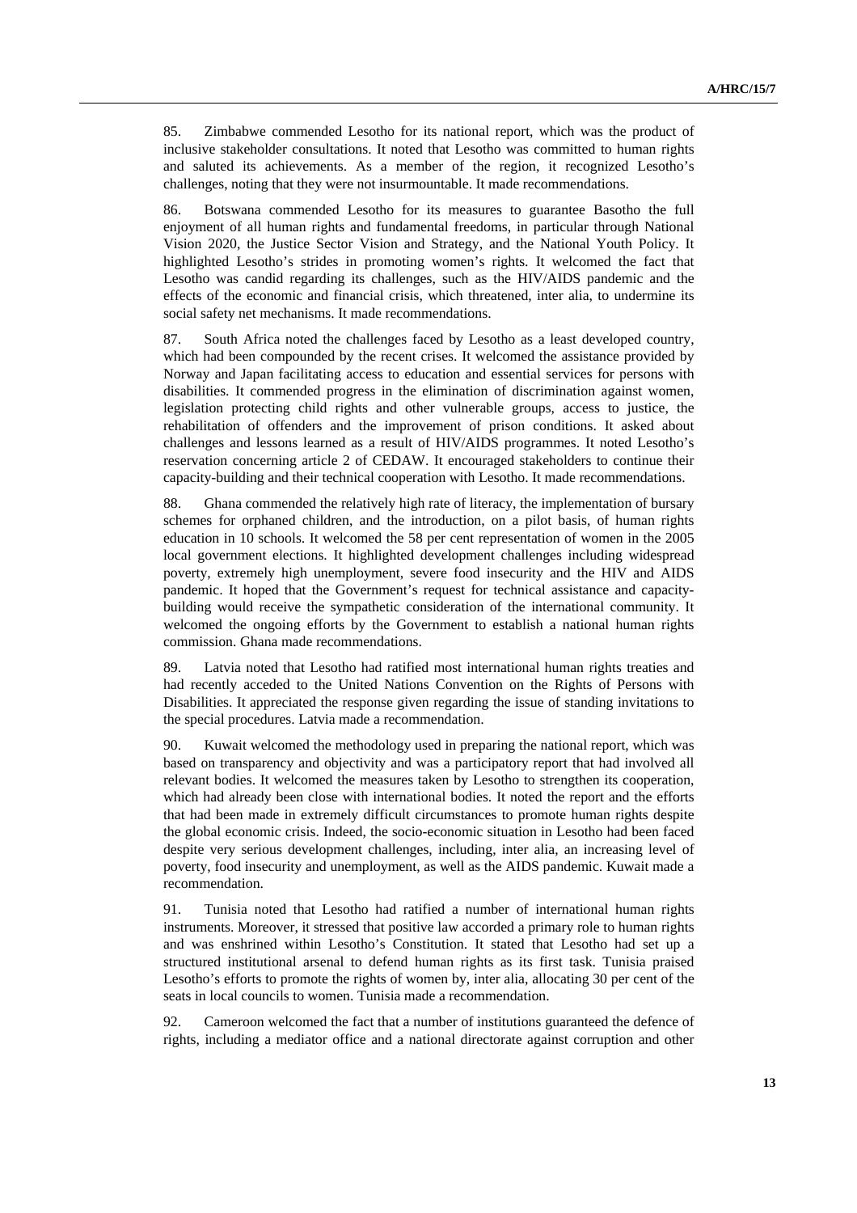85. Zimbabwe commended Lesotho for its national report, which was the product of inclusive stakeholder consultations. It noted that Lesotho was committed to human rights and saluted its achievements. As a member of the region, it recognized Lesotho's challenges, noting that they were not insurmountable. It made recommendations.

86. Botswana commended Lesotho for its measures to guarantee Basotho the full enjoyment of all human rights and fundamental freedoms, in particular through National Vision 2020, the Justice Sector Vision and Strategy, and the National Youth Policy. It highlighted Lesotho's strides in promoting women's rights. It welcomed the fact that Lesotho was candid regarding its challenges, such as the HIV/AIDS pandemic and the effects of the economic and financial crisis, which threatened, inter alia, to undermine its social safety net mechanisms. It made recommendations.

87. South Africa noted the challenges faced by Lesotho as a least developed country, which had been compounded by the recent crises. It welcomed the assistance provided by Norway and Japan facilitating access to education and essential services for persons with disabilities. It commended progress in the elimination of discrimination against women, legislation protecting child rights and other vulnerable groups, access to justice, the rehabilitation of offenders and the improvement of prison conditions. It asked about challenges and lessons learned as a result of HIV/AIDS programmes. It noted Lesotho's reservation concerning article 2 of CEDAW. It encouraged stakeholders to continue their capacity-building and their technical cooperation with Lesotho. It made recommendations.

88. Ghana commended the relatively high rate of literacy, the implementation of bursary schemes for orphaned children, and the introduction, on a pilot basis, of human rights education in 10 schools. It welcomed the 58 per cent representation of women in the 2005 local government elections. It highlighted development challenges including widespread poverty, extremely high unemployment, severe food insecurity and the HIV and AIDS pandemic. It hoped that the Government's request for technical assistance and capacity-building would receive the sympathetic consideration of the international community. It welcomed the ongoing efforts by the Government to establish a national human rights commission. Ghana made recommendations.

89. Latvia noted that Lesotho had ratified most international human rights treaties and had recently acceded to the United Nations Convention on the Rights of Persons with Disabilities. It appreciated the response given regarding the issue of standing invitations to the special procedures. Latvia made a recommendation.

90. Kuwait welcomed the methodology used in preparing the national report, which was based on transparency and objectivity and was a participatory report that had involved all relevant bodies. It welcomed the measures taken by Lesotho to strengthen its cooperation, which had already been close with international bodies. It noted the report and the efforts that had been made in extremely difficult circumstances to promote human rights despite the global economic crisis. Indeed, the socio-economic situation in Lesotho had been faced despite very serious development challenges, including, inter alia, an increasing level of poverty, food insecurity and unemployment, as well as the AIDS pandemic. Kuwait made a recommendation.

91. Tunisia noted that Lesotho had ratified a number of international human rights instruments. Moreover, it stressed that positive law accorded a primary role to human rights and was enshrined within Lesotho's Constitution. It stated that Lesotho had set up a structured institutional arsenal to defend human rights as its first task. Tunisia praised Lesotho's efforts to promote the rights of women by, inter alia, allocating 30 per cent of the seats in local councils to women. Tunisia made a recommendation.

92. Cameroon welcomed the fact that a number of institutions guaranteed the defence of rights, including a mediator office and a national directorate against corruption and other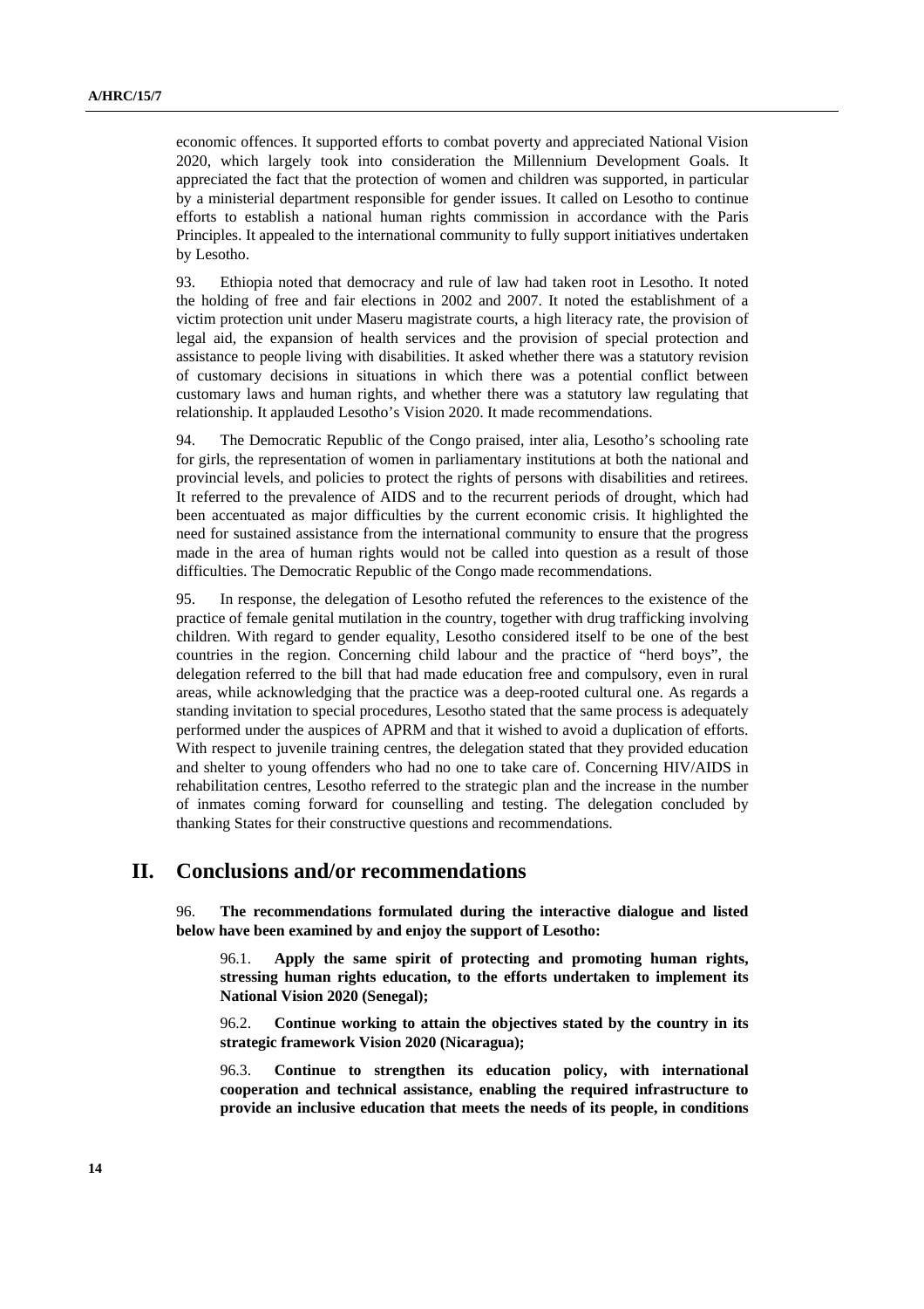economic offences. It supported efforts to combat poverty and appreciated National Vision 2020, which largely took into consideration the Millennium Development Goals. It appreciated the fact that the protection of women and children was supported, in particular by a ministerial department responsible for gender issues. It called on Lesotho to continue efforts to establish a national human rights commission in accordance with the Paris Principles. It appealed to the international community to fully support initiatives undertaken by Lesotho.

93. Ethiopia noted that democracy and rule of law had taken root in Lesotho. It noted the holding of free and fair elections in 2002 and 2007. It noted the establishment of a victim protection unit under Maseru magistrate courts, a high literacy rate, the provision of legal aid, the expansion of health services and the provision of special protection and assistance to people living with disabilities. It asked whether there was a statutory revision of customary decisions in situations in which there was a potential conflict between customary laws and human rights, and whether there was a statutory law regulating that relationship. It applauded Lesotho's Vision 2020. It made recommendations.

94. The Democratic Republic of the Congo praised, inter alia, Lesotho's schooling rate for girls, the representation of women in parliamentary institutions at both the national and provincial levels, and policies to protect the rights of persons with disabilities and retirees. It referred to the prevalence of AIDS and to the recurrent periods of drought, which had been accentuated as major difficulties by the current economic crisis. It highlighted the need for sustained assistance from the international community to ensure that the progress made in the area of human rights would not be called into question as a result of those difficulties. The Democratic Republic of the Congo made recommendations.

95. In response, the delegation of Lesotho refuted the references to the existence of the practice of female genital mutilation in the country, together with drug trafficking involving children. With regard to gender equality, Lesotho considered itself to be one of the best countries in the region. Concerning child labour and the practice of "herd boys", the delegation referred to the bill that had made education free and compulsory, even in rural areas, while acknowledging that the practice was a deep-rooted cultural one. As regards a standing invitation to special procedures, Lesotho stated that the same process is adequately performed under the auspices of APRM and that it wished to avoid a duplication of efforts. With respect to juvenile training centres, the delegation stated that they provided education and shelter to young offenders who had no one to take care of. Concerning HIV/AIDS in rehabilitation centres, Lesotho referred to the strategic plan and the increase in the number of inmates coming forward for counselling and testing. The delegation concluded by thanking States for their constructive questions and recommendations.

## II. Conclusions and/or recommendations

96. **The recommendations formulated during the interactive dialogue and listed below have been examined by and enjoy the support of Lesotho:**

> 96.1. **Apply the same spirit of protecting and promoting human rights, stressing human rights education, to the efforts undertaken to implement its National Vision 2020 (Senegal);**
>
> 96.2. **Continue working to attain the objectives stated by the country in its strategic framework Vision 2020 (Nicaragua);**
>
> 96.3. **Continue to strengthen its education policy, with international cooperation and technical assistance, enabling the required infrastructure to provide an inclusive education that meets the needs of its people, in conditions**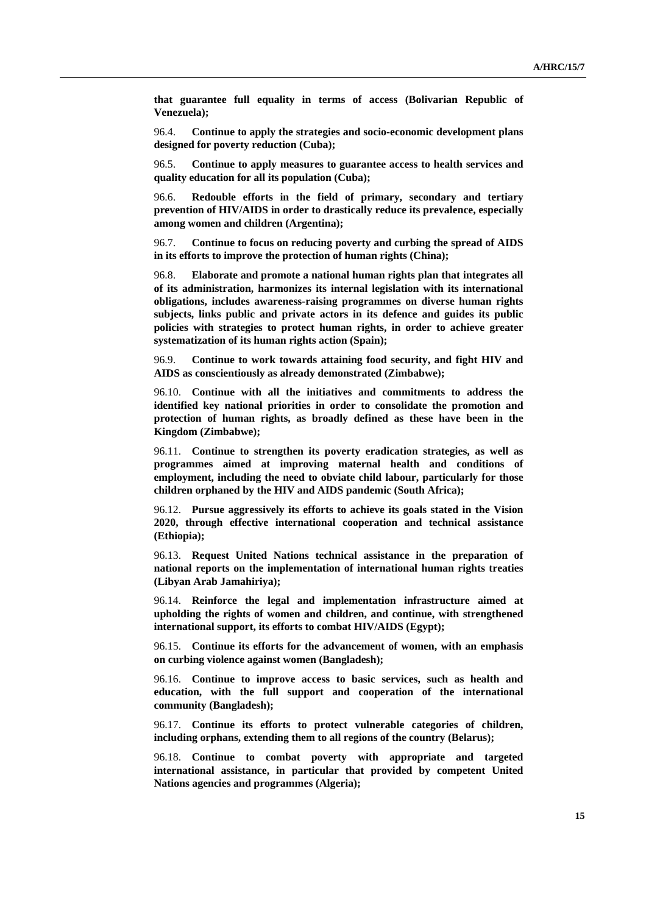**that guarantee full equality in terms of access (Bolivarian Republic of Venezuela);**

96.4. **Continue to apply the strategies and socio-economic development plans designed for poverty reduction (Cuba);**

96.5. **Continue to apply measures to guarantee access to health services and quality education for all its population (Cuba);**

96.6. **Redouble efforts in the field of primary, secondary and tertiary prevention of HIV/AIDS in order to drastically reduce its prevalence, especially among women and children (Argentina);**

96.7. **Continue to focus on reducing poverty and curbing the spread of AIDS in its efforts to improve the protection of human rights (China);**

96.8. **Elaborate and promote a national human rights plan that integrates all of its administration, harmonizes its internal legislation with its international obligations, includes awareness-raising programmes on diverse human rights subjects, links public and private actors in its defence and guides its public policies with strategies to protect human rights, in order to achieve greater systematization of its human rights action (Spain);**

96.9. **Continue to work towards attaining food security, and fight HIV and AIDS as conscientiously as already demonstrated (Zimbabwe);**

96.10. **Continue with all the initiatives and commitments to address the identified key national priorities in order to consolidate the promotion and protection of human rights, as broadly defined as these have been in the Kingdom (Zimbabwe);**

96.11. **Continue to strengthen its poverty eradication strategies, as well as programmes aimed at improving maternal health and conditions of employment, including the need to obviate child labour, particularly for those children orphaned by the HIV and AIDS pandemic (South Africa);**

96.12. **Pursue aggressively its efforts to achieve its goals stated in the Vision 2020, through effective international cooperation and technical assistance (Ethiopia);**

96.13. **Request United Nations technical assistance in the preparation of national reports on the implementation of international human rights treaties (Libyan Arab Jamahiriya);**

96.14. **Reinforce the legal and implementation infrastructure aimed at upholding the rights of women and children, and continue, with strengthened international support, its efforts to combat HIV/AIDS (Egypt);**

96.15. **Continue its efforts for the advancement of women, with an emphasis on curbing violence against women (Bangladesh);**

96.16. **Continue to improve access to basic services, such as health and education, with the full support and cooperation of the international community (Bangladesh);**

96.17. **Continue its efforts to protect vulnerable categories of children, including orphans, extending them to all regions of the country (Belarus);**

96.18. **Continue to combat poverty with appropriate and targeted international assistance, in particular that provided by competent United Nations agencies and programmes (Algeria);**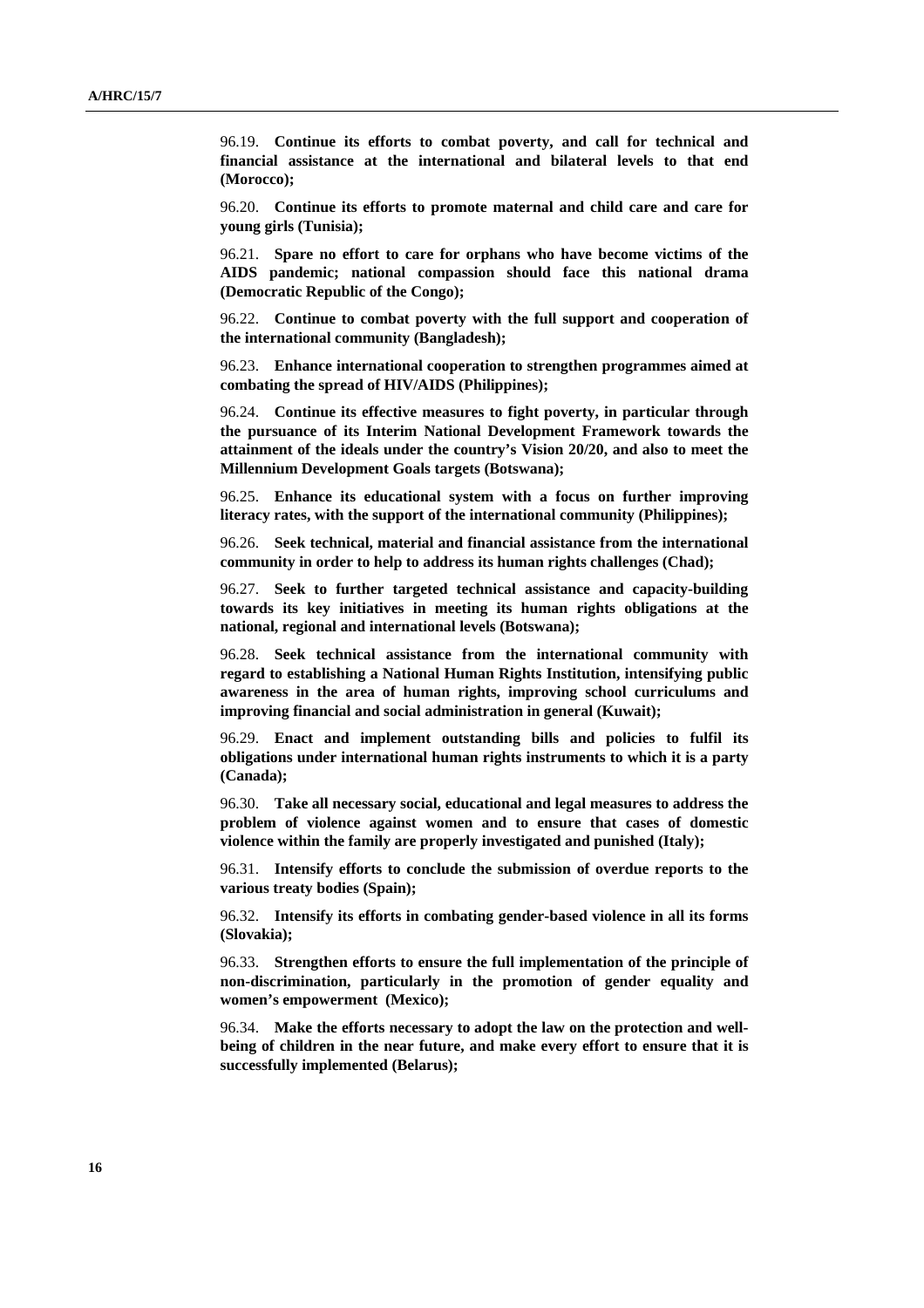96.19. **Continue its efforts to combat poverty, and call for technical and financial assistance at the international and bilateral levels to that end (Morocco);**

96.20. **Continue its efforts to promote maternal and child care and care for young girls (Tunisia);**

96.21. **Spare no effort to care for orphans who have become victims of the AIDS pandemic; national compassion should face this national drama (Democratic Republic of the Congo);**

96.22. **Continue to combat poverty with the full support and cooperation of the international community (Bangladesh);**

96.23. **Enhance international cooperation to strengthen programmes aimed at combating the spread of HIV/AIDS (Philippines);**

96.24. **Continue its effective measures to fight poverty, in particular through the pursuance of its Interim National Development Framework towards the attainment of the ideals under the country's Vision 20/20, and also to meet the Millennium Development Goals targets (Botswana);**

96.25. **Enhance its educational system with a focus on further improving literacy rates, with the support of the international community (Philippines);**

96.26. **Seek technical, material and financial assistance from the international community in order to help to address its human rights challenges (Chad);**

96.27. **Seek to further targeted technical assistance and capacity-building towards its key initiatives in meeting its human rights obligations at the national, regional and international levels (Botswana);**

96.28. **Seek technical assistance from the international community with regard to establishing a National Human Rights Institution, intensifying public awareness in the area of human rights, improving school curriculums and improving financial and social administration in general (Kuwait);**

96.29. **Enact and implement outstanding bills and policies to fulfil its obligations under international human rights instruments to which it is a party (Canada);**

96.30. **Take all necessary social, educational and legal measures to address the problem of violence against women and to ensure that cases of domestic violence within the family are properly investigated and punished (Italy);**

96.31. **Intensify efforts to conclude the submission of overdue reports to the various treaty bodies (Spain);**

96.32. **Intensify its efforts in combating gender-based violence in all its forms (Slovakia);**

96.33. **Strengthen efforts to ensure the full implementation of the principle of non-discrimination, particularly in the promotion of gender equality and women's empowerment (Mexico);**

96.34. **Make the efforts necessary to adopt the law on the protection and well-being of children in the near future, and make every effort to ensure that it is successfully implemented (Belarus);**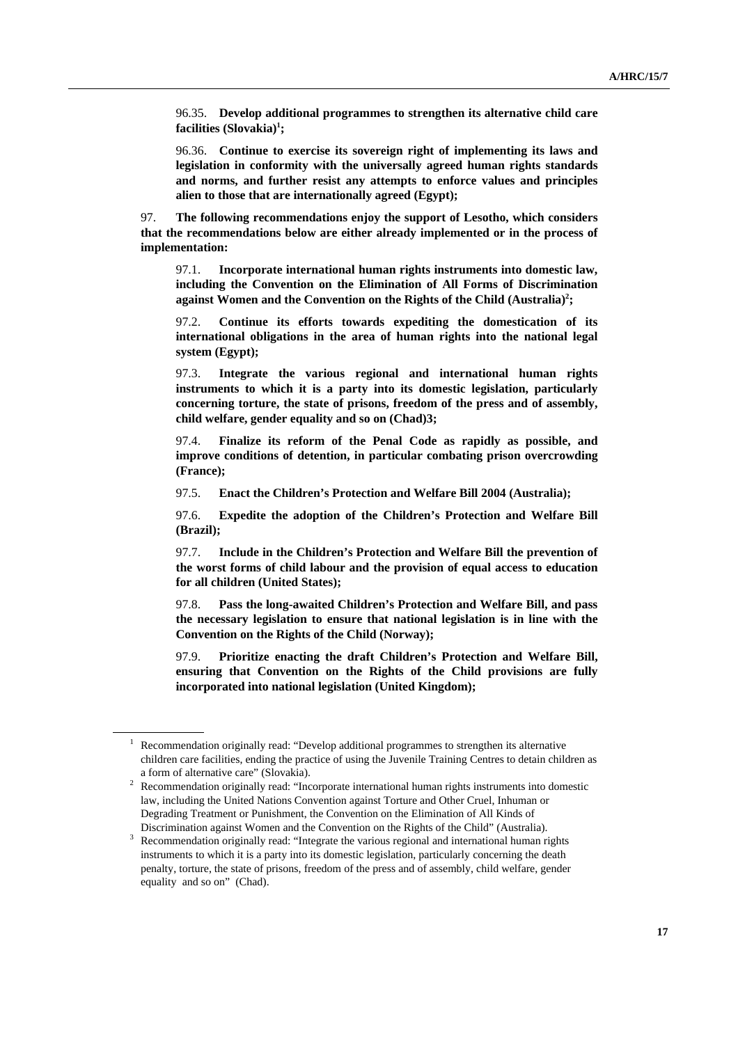96.35. **Develop additional programmes to strengthen its alternative child care facilities (Slovakia)[1];**

96.36. **Continue to exercise its sovereign right of implementing its laws and legislation in conformity with the universally agreed human rights standards and norms, and further resist any attempts to enforce values and principles alien to those that are internationally agreed (Egypt);**

97. **The following recommendations enjoy the support of Lesotho, which considers that the recommendations below are either already implemented or in the process of implementation:**

97.1. **Incorporate international human rights instruments into domestic law, including the Convention on the Elimination of All Forms of Discrimination against Women and the Convention on the Rights of the Child (Australia)[2];**

97.2. **Continue its efforts towards expediting the domestication of its international obligations in the area of human rights into the national legal system (Egypt);**

97.3. **Integrate the various regional and international human rights instruments to which it is a party into its domestic legislation, particularly concerning torture, the state of prisons, freedom of the press and of assembly, child welfare, gender equality and so on (Chad)3;**

97.4. **Finalize its reform of the Penal Code as rapidly as possible, and improve conditions of detention, in particular combating prison overcrowding (France);**

97.5. **Enact the Children's Protection and Welfare Bill 2004 (Australia);**

97.6. **Expedite the adoption of the Children's Protection and Welfare Bill (Brazil);**

97.7. **Include in the Children's Protection and Welfare Bill the prevention of the worst forms of child labour and the provision of equal access to education for all children (United States);**

97.8. **Pass the long-awaited Children's Protection and Welfare Bill, and pass the necessary legislation to ensure that national legislation is in line with the Convention on the Rights of the Child (Norway);**

97.9. **Prioritize enacting the draft Children's Protection and Welfare Bill, ensuring that Convention on the Rights of the Child provisions are fully incorporated into national legislation (United Kingdom);**

---

[1] Recommendation originally read: "Develop additional programmes to strengthen its alternative children care facilities, ending the practice of using the Juvenile Training Centres to detain children as a form of alternative care" (Slovakia).

[2] Recommendation originally read: "Incorporate international human rights instruments into domestic law, including the United Nations Convention against Torture and Other Cruel, Inhuman or Degrading Treatment or Punishment, the Convention on the Elimination of All Kinds of Discrimination against Women and the Convention on the Rights of the Child" (Australia).

[3] Recommendation originally read: "Integrate the various regional and international human rights instruments to which it is a party into its domestic legislation, particularly concerning the death penalty, torture, the state of prisons, freedom of the press and of assembly, child welfare, gender equality and so on" (Chad).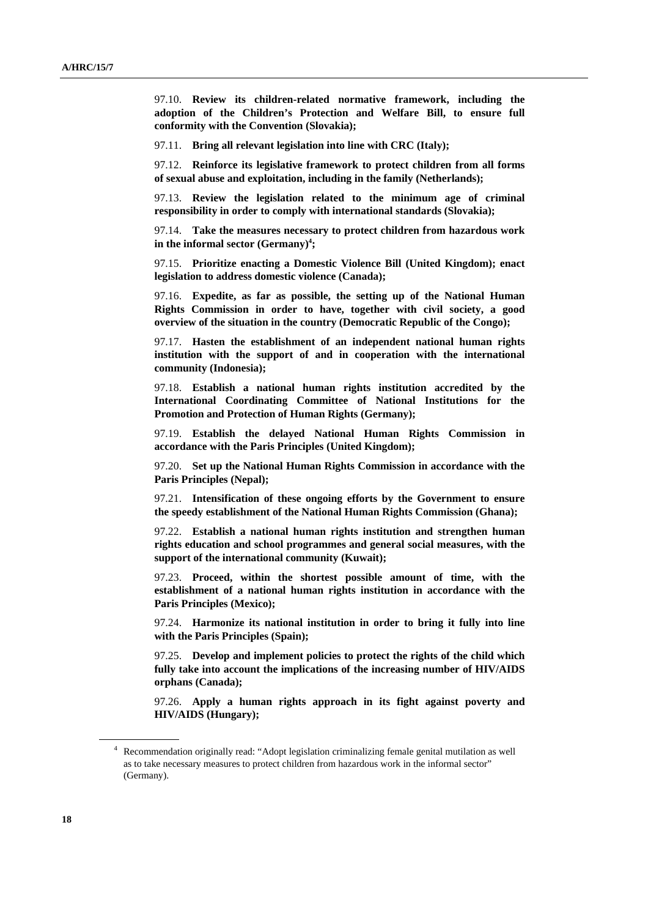97.10. **Review its children-related normative framework, including the adoption of the Children's Protection and Welfare Bill, to ensure full conformity with the Convention (Slovakia);**

97.11. **Bring all relevant legislation into line with CRC (Italy);**

97.12. **Reinforce its legislative framework to protect children from all forms of sexual abuse and exploitation, including in the family (Netherlands);**

97.13. **Review the legislation related to the minimum age of criminal responsibility in order to comply with international standards (Slovakia);**

97.14. **Take the measures necessary to protect children from hazardous work in the informal sector (Germany)[4];**

97.15. **Prioritize enacting a Domestic Violence Bill (United Kingdom); enact legislation to address domestic violence (Canada);**

97.16. **Expedite, as far as possible, the setting up of the National Human Rights Commission in order to have, together with civil society, a good overview of the situation in the country (Democratic Republic of the Congo);**

97.17. **Hasten the establishment of an independent national human rights institution with the support of and in cooperation with the international community (Indonesia);**

97.18. **Establish a national human rights institution accredited by the International Coordinating Committee of National Institutions for the Promotion and Protection of Human Rights (Germany);**

97.19. **Establish the delayed National Human Rights Commission in accordance with the Paris Principles (United Kingdom);**

97.20. **Set up the National Human Rights Commission in accordance with the Paris Principles (Nepal);**

97.21. **Intensification of these ongoing efforts by the Government to ensure the speedy establishment of the National Human Rights Commission (Ghana);**

97.22. **Establish a national human rights institution and strengthen human rights education and school programmes and general social measures, with the support of the international community (Kuwait);**

97.23. **Proceed, within the shortest possible amount of time, with the establishment of a national human rights institution in accordance with the Paris Principles (Mexico);**

97.24. **Harmonize its national institution in order to bring it fully into line with the Paris Principles (Spain);**

97.25. **Develop and implement policies to protect the rights of the child which fully take into account the implications of the increasing number of HIV/AIDS orphans (Canada);**

97.26. **Apply a human rights approach in its fight against poverty and HIV/AIDS (Hungary);**

---

[4] Recommendation originally read: "Adopt legislation criminalizing female genital mutilation as well as to take necessary measures to protect children from hazardous work in the informal sector" (Germany).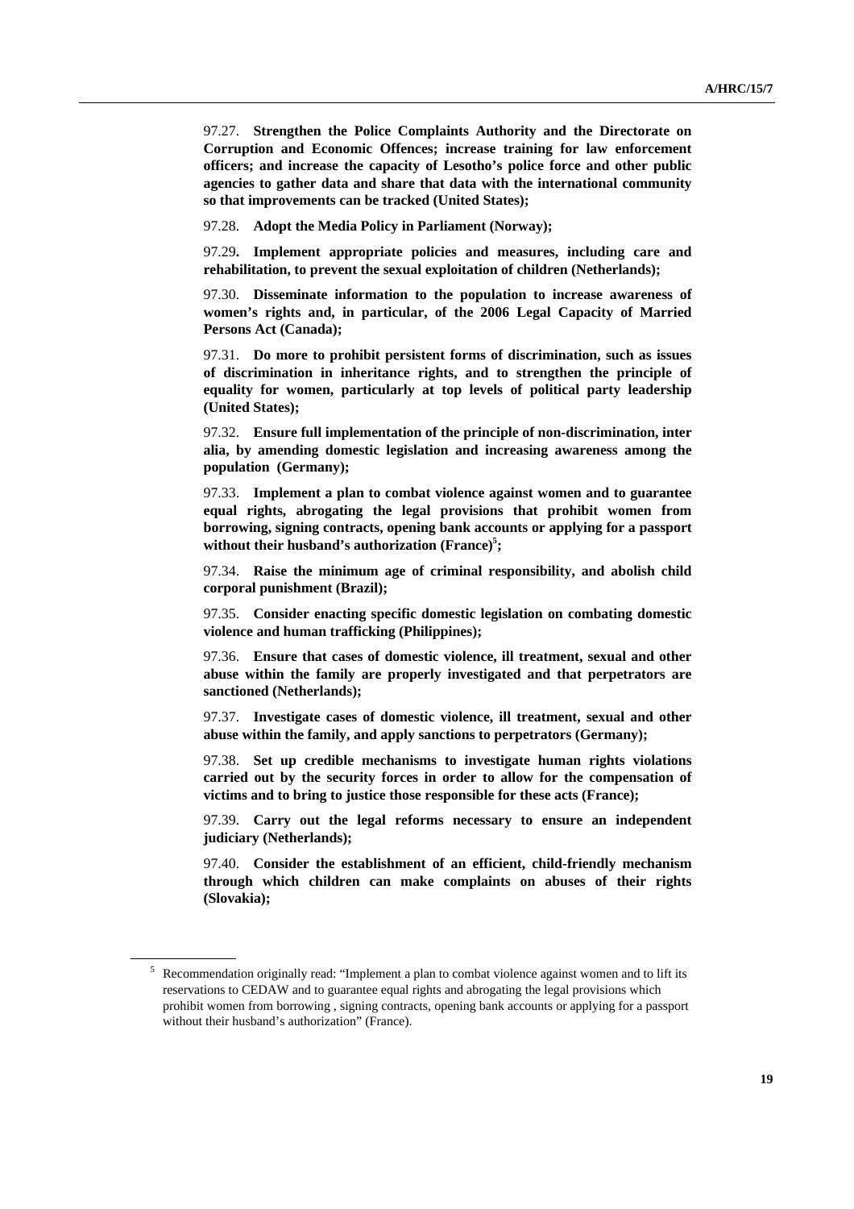97.27. **Strengthen the Police Complaints Authority and the Directorate on Corruption and Economic Offences; increase training for law enforcement officers; and increase the capacity of Lesotho's police force and other public agencies to gather data and share that data with the international community so that improvements can be tracked (United States);**

97.28. **Adopt the Media Policy in Parliament (Norway);**

97.29. **Implement appropriate policies and measures, including care and rehabilitation, to prevent the sexual exploitation of children (Netherlands);**

97.30. **Disseminate information to the population to increase awareness of women's rights and, in particular, of the 2006 Legal Capacity of Married Persons Act (Canada);**

97.31. **Do more to prohibit persistent forms of discrimination, such as issues of discrimination in inheritance rights, and to strengthen the principle of equality for women, particularly at top levels of political party leadership (United States);**

97.32. **Ensure full implementation of the principle of non-discrimination, inter alia, by amending domestic legislation and increasing awareness among the population (Germany);**

97.33. **Implement a plan to combat violence against women and to guarantee equal rights, abrogating the legal provisions that prohibit women from borrowing, signing contracts, opening bank accounts or applying for a passport without their husband's authorization (France)[5];**

97.34. **Raise the minimum age of criminal responsibility, and abolish child corporal punishment (Brazil);**

97.35. **Consider enacting specific domestic legislation on combating domestic violence and human trafficking (Philippines);**

97.36. **Ensure that cases of domestic violence, ill treatment, sexual and other abuse within the family are properly investigated and that perpetrators are sanctioned (Netherlands);**

97.37. **Investigate cases of domestic violence, ill treatment, sexual and other abuse within the family, and apply sanctions to perpetrators (Germany);**

97.38. **Set up credible mechanisms to investigate human rights violations carried out by the security forces in order to allow for the compensation of victims and to bring to justice those responsible for these acts (France);**

97.39. **Carry out the legal reforms necessary to ensure an independent judiciary (Netherlands);**

97.40. **Consider the establishment of an efficient, child-friendly mechanism through which children can make complaints on abuses of their rights (Slovakia);**

---

[5] Recommendation originally read: "Implement a plan to combat violence against women and to lift its reservations to CEDAW and to guarantee equal rights and abrogating the legal provisions which prohibit women from borrowing , signing contracts, opening bank accounts or applying for a passport without their husband's authorization" (France).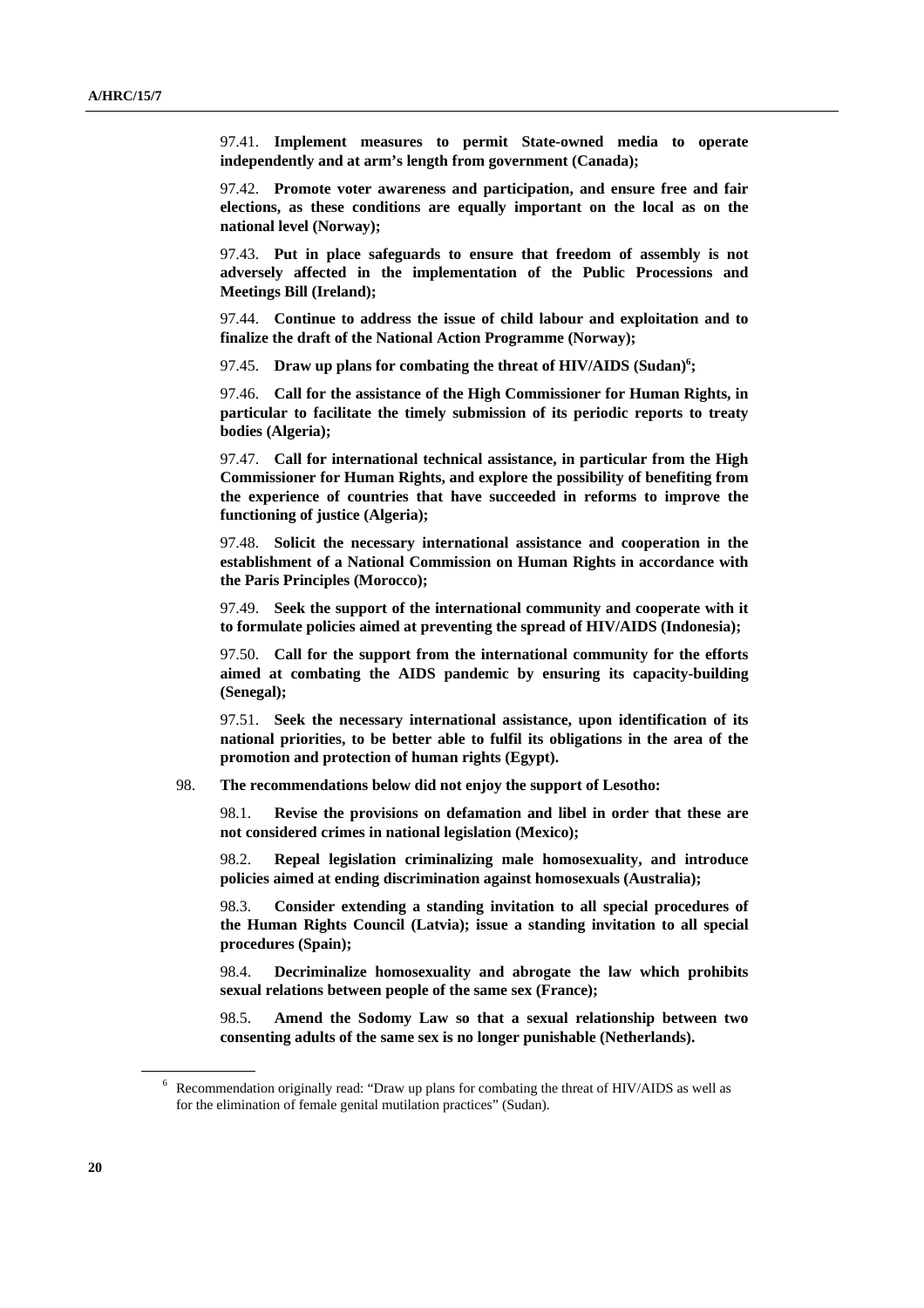97.41. **Implement measures to permit State-owned media to operate independently and at arm's length from government (Canada);**

97.42. **Promote voter awareness and participation, and ensure free and fair elections, as these conditions are equally important on the local as on the national level (Norway);**

97.43. **Put in place safeguards to ensure that freedom of assembly is not adversely affected in the implementation of the Public Processions and Meetings Bill (Ireland);**

97.44. **Continue to address the issue of child labour and exploitation and to finalize the draft of the National Action Programme (Norway);**

97.45. **Draw up plans for combating the threat of HIV/AIDS (Sudan)**[6]**;**

97.46. **Call for the assistance of the High Commissioner for Human Rights, in particular to facilitate the timely submission of its periodic reports to treaty bodies (Algeria);**

97.47. **Call for international technical assistance, in particular from the High Commissioner for Human Rights, and explore the possibility of benefiting from the experience of countries that have succeeded in reforms to improve the functioning of justice (Algeria);**

97.48. **Solicit the necessary international assistance and cooperation in the establishment of a National Commission on Human Rights in accordance with the Paris Principles (Morocco);**

97.49. **Seek the support of the international community and cooperate with it to formulate policies aimed at preventing the spread of HIV/AIDS (Indonesia);**

97.50. **Call for the support from the international community for the efforts aimed at combating the AIDS pandemic by ensuring its capacity-building (Senegal);**

97.51. **Seek the necessary international assistance, upon identification of its national priorities, to be better able to fulfil its obligations in the area of the promotion and protection of human rights (Egypt).**

98. **The recommendations below did not enjoy the support of Lesotho:**

98.1. **Revise the provisions on defamation and libel in order that these are not considered crimes in national legislation (Mexico);**

98.2. **Repeal legislation criminalizing male homosexuality, and introduce policies aimed at ending discrimination against homosexuals (Australia);**

98.3. **Consider extending a standing invitation to all special procedures of the Human Rights Council (Latvia); issue a standing invitation to all special procedures (Spain);**

98.4. **Decriminalize homosexuality and abrogate the law which prohibits sexual relations between people of the same sex (France);**

98.5. **Amend the Sodomy Law so that a sexual relationship between two consenting adults of the same sex is no longer punishable (Netherlands).**

---

[6] Recommendation originally read: "Draw up plans for combating the threat of HIV/AIDS as well as for the elimination of female genital mutilation practices" (Sudan).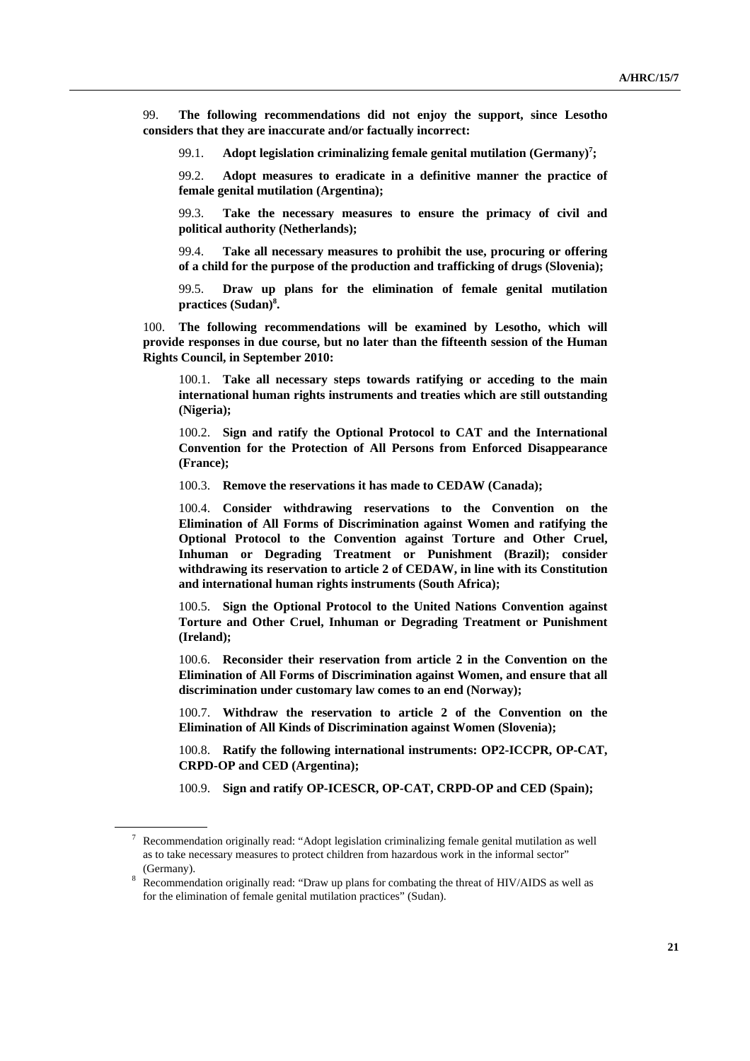99. **The following recommendations did not enjoy the support, since Lesotho considers that they are inaccurate and/or factually incorrect:**

99.1. **Adopt legislation criminalizing female genital mutilation (Germany)[7];**

99.2. **Adopt measures to eradicate in a definitive manner the practice of female genital mutilation (Argentina);**

99.3. **Take the necessary measures to ensure the primacy of civil and political authority (Netherlands);**

99.4. **Take all necessary measures to prohibit the use, procuring or offering of a child for the purpose of the production and trafficking of drugs (Slovenia);**

99.5. **Draw up plans for the elimination of female genital mutilation practices (Sudan)[8].**

100. **The following recommendations will be examined by Lesotho, which will provide responses in due course, but no later than the fifteenth session of the Human Rights Council, in September 2010:**

100.1. **Take all necessary steps towards ratifying or acceding to the main international human rights instruments and treaties which are still outstanding (Nigeria);**

100.2. **Sign and ratify the Optional Protocol to CAT and the International Convention for the Protection of All Persons from Enforced Disappearance (France);**

100.3. **Remove the reservations it has made to CEDAW (Canada);**

100.4. **Consider withdrawing reservations to the Convention on the Elimination of All Forms of Discrimination against Women and ratifying the Optional Protocol to the Convention against Torture and Other Cruel, Inhuman or Degrading Treatment or Punishment (Brazil); consider withdrawing its reservation to article 2 of CEDAW, in line with its Constitution and international human rights instruments (South Africa);**

100.5. **Sign the Optional Protocol to the United Nations Convention against Torture and Other Cruel, Inhuman or Degrading Treatment or Punishment (Ireland);**

100.6. **Reconsider their reservation from article 2 in the Convention on the Elimination of All Forms of Discrimination against Women, and ensure that all discrimination under customary law comes to an end (Norway);**

100.7. **Withdraw the reservation to article 2 of the Convention on the Elimination of All Kinds of Discrimination against Women (Slovenia);**

100.8. **Ratify the following international instruments: OP2-ICCPR, OP-CAT, CRPD-OP and CED (Argentina);**

100.9. **Sign and ratify OP-ICESCR, OP-CAT, CRPD-OP and CED (Spain);**

---

[7] Recommendation originally read: "Adopt legislation criminalizing female genital mutilation as well as to take necessary measures to protect children from hazardous work in the informal sector" (Germany).

[8] Recommendation originally read: "Draw up plans for combating the threat of HIV/AIDS as well as for the elimination of female genital mutilation practices" (Sudan).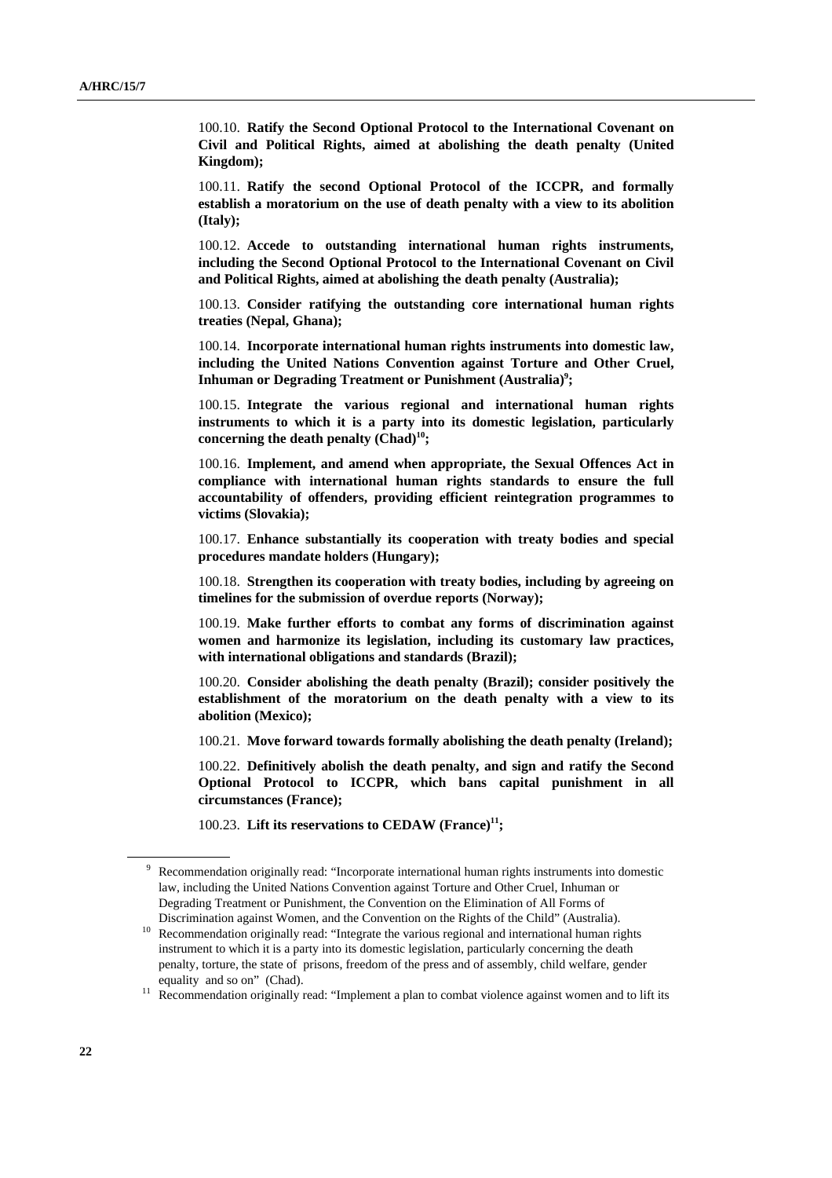100.10. **Ratify the Second Optional Protocol to the International Covenant on Civil and Political Rights, aimed at abolishing the death penalty (United Kingdom);**

100.11. **Ratify the second Optional Protocol of the ICCPR, and formally establish a moratorium on the use of death penalty with a view to its abolition (Italy);**

100.12. **Accede to outstanding international human rights instruments, including the Second Optional Protocol to the International Covenant on Civil and Political Rights, aimed at abolishing the death penalty (Australia);**

100.13. **Consider ratifying the outstanding core international human rights treaties (Nepal, Ghana);**

100.14. **Incorporate international human rights instruments into domestic law, including the United Nations Convention against Torture and Other Cruel, Inhuman or Degrading Treatment or Punishment (Australia)[9];**

100.15. **Integrate the various regional and international human rights instruments to which it is a party into its domestic legislation, particularly concerning the death penalty (Chad)[10];**

100.16. **Implement, and amend when appropriate, the Sexual Offences Act in compliance with international human rights standards to ensure the full accountability of offenders, providing efficient reintegration programmes to victims (Slovakia);**

100.17. **Enhance substantially its cooperation with treaty bodies and special procedures mandate holders (Hungary);**

100.18. **Strengthen its cooperation with treaty bodies, including by agreeing on timelines for the submission of overdue reports (Norway);**

100.19. **Make further efforts to combat any forms of discrimination against women and harmonize its legislation, including its customary law practices, with international obligations and standards (Brazil);**

100.20. **Consider abolishing the death penalty (Brazil); consider positively the establishment of the moratorium on the death penalty with a view to its abolition (Mexico);**

100.21. **Move forward towards formally abolishing the death penalty (Ireland);**

100.22. **Definitively abolish the death penalty, and sign and ratify the Second Optional Protocol to ICCPR, which bans capital punishment in all circumstances (France);**

100.23. **Lift its reservations to CEDAW (France)[11];**

---

[9] Recommendation originally read: "Incorporate international human rights instruments into domestic law, including the United Nations Convention against Torture and Other Cruel, Inhuman or Degrading Treatment or Punishment, the Convention on the Elimination of All Forms of Discrimination against Women, and the Convention on the Rights of the Child" (Australia).

[10] Recommendation originally read: "Integrate the various regional and international human rights instrument to which it is a party into its domestic legislation, particularly concerning the death penalty, torture, the state of prisons, freedom of the press and of assembly, child welfare, gender equality and so on" (Chad).

[11] Recommendation originally read: "Implement a plan to combat violence against women and to lift its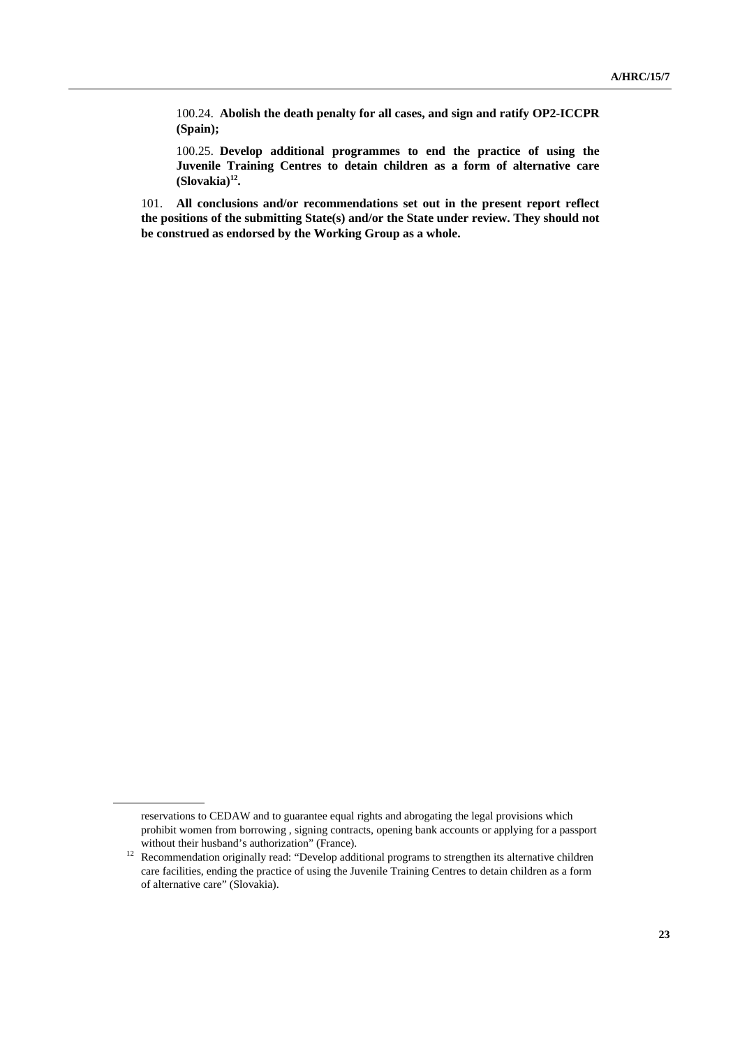100.24. **Abolish the death penalty for all cases, and sign and ratify OP2-ICCPR (Spain);**

100.25. **Develop additional programmes to end the practice of using the Juvenile Training Centres to detain children as a form of alternative care (Slovakia)[12].**

101. **All conclusions and/or recommendations set out in the present report reflect the positions of the submitting State(s) and/or the State under review. They should not be construed as endorsed by the Working Group as a whole.**

---

reservations to CEDAW and to guarantee equal rights and abrogating the legal provisions which prohibit women from borrowing , signing contracts, opening bank accounts or applying for a passport without their husband's authorization" (France).

[12] Recommendation originally read: "Develop additional programs to strengthen its alternative children care facilities, ending the practice of using the Juvenile Training Centres to detain children as a form of alternative care" (Slovakia).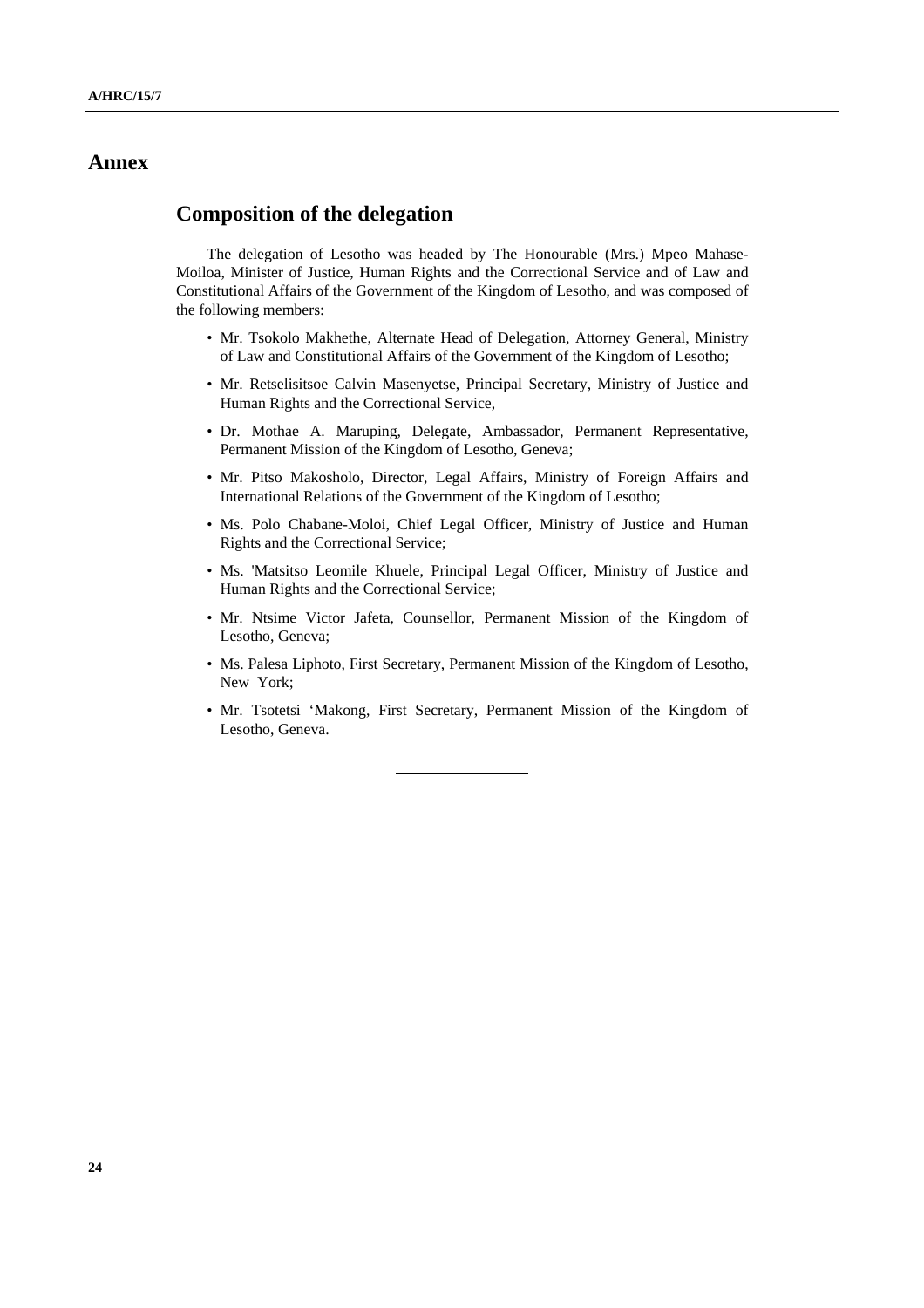# Annex

## Composition of the delegation

The delegation of Lesotho was headed by The Honourable (Mrs.) Mpeo Mahase-Moiloa, Minister of Justice, Human Rights and the Correctional Service and of Law and Constitutional Affairs of the Government of the Kingdom of Lesotho, and was composed of the following members:

- Mr. Tsokolo Makhethe, Alternate Head of Delegation, Attorney General, Ministry of Law and Constitutional Affairs of the Government of the Kingdom of Lesotho;
- Mr. Retselisitsoe Calvin Masenyetse, Principal Secretary, Ministry of Justice and Human Rights and the Correctional Service,
- Dr. Mothae A. Maruping, Delegate, Ambassador, Permanent Representative, Permanent Mission of the Kingdom of Lesotho, Geneva;
- Mr. Pitso Makosholo, Director, Legal Affairs, Ministry of Foreign Affairs and International Relations of the Government of the Kingdom of Lesotho;
- Ms. Polo Chabane-Moloi, Chief Legal Officer, Ministry of Justice and Human Rights and the Correctional Service;
- Ms. 'Matsitso Leomile Khuele, Principal Legal Officer, Ministry of Justice and Human Rights and the Correctional Service;
- Mr. Ntsime Victor Jafeta, Counsellor, Permanent Mission of the Kingdom of Lesotho, Geneva;
- Ms. Palesa Liphoto, First Secretary, Permanent Mission of the Kingdom of Lesotho, New York;
- Mr. Tsotetsi 'Makong, First Secretary, Permanent Mission of the Kingdom of Lesotho, Geneva.